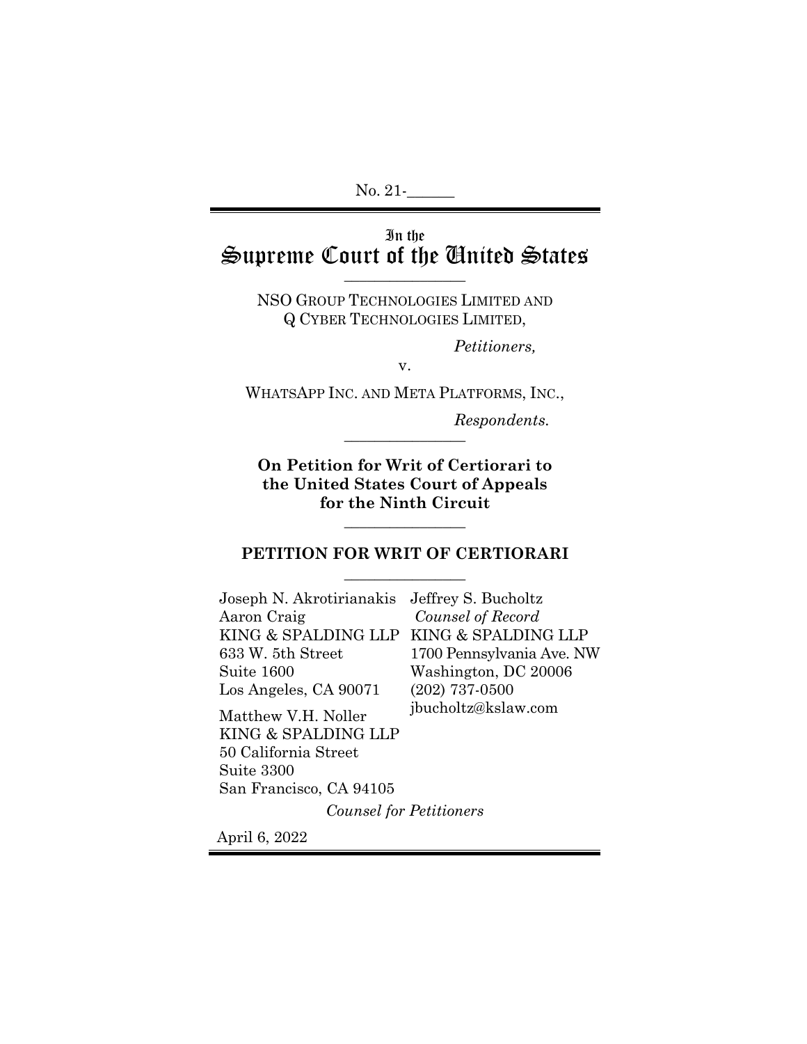No. 21-\_\_\_\_\_\_

# In the Supreme Court of the United States

---

NSO GROUP TECHNOLOGIES LIMITED AND Q CYBER TECHNOLOGIES LIMITED,

*Petitioners,*

v.

WHATSAPP INC. AND META PLATFORMS, INC.,

*Respondents.*

---

**On Petition for Writ of Certiorari to the United States Court of Appeals for the Ninth Circuit**

---

## PETITION FOR WRIT OF CERTIORARI

---

Joseph N. Akrotirianakis
Aaron Craig
KING & SPALDING LLP
633 W. 5th Street
Suite 1600
Los Angeles, CA 90071

Matthew V.H. Noller
KING & SPALDING LLP
50 California Street
Suite 3300
San Francisco, CA 94105

Jeffrey S. Bucholtz
*Counsel of Record*
KING & SPALDING LLP
1700 Pennsylvania Ave. NW
Washington, DC 20006
(202) 737-0500
jbucholtz@kslaw.com

*Counsel for Petitioners*

April 6, 2022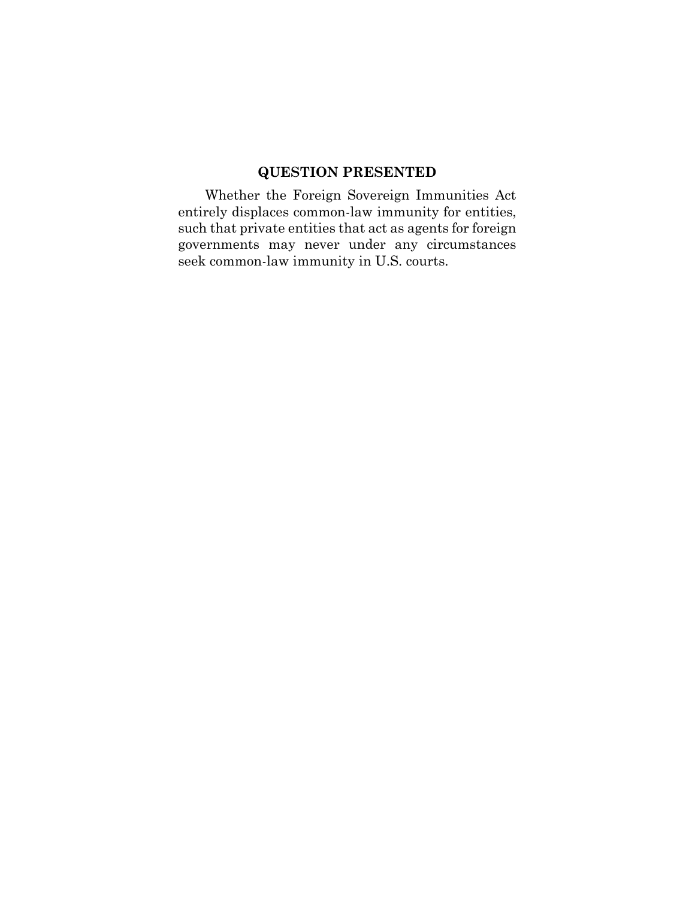## QUESTION PRESENTED

Whether the Foreign Sovereign Immunities Act entirely displaces common-law immunity for entities, such that private entities that act as agents for foreign governments may never under any circumstances seek common-law immunity in U.S. courts.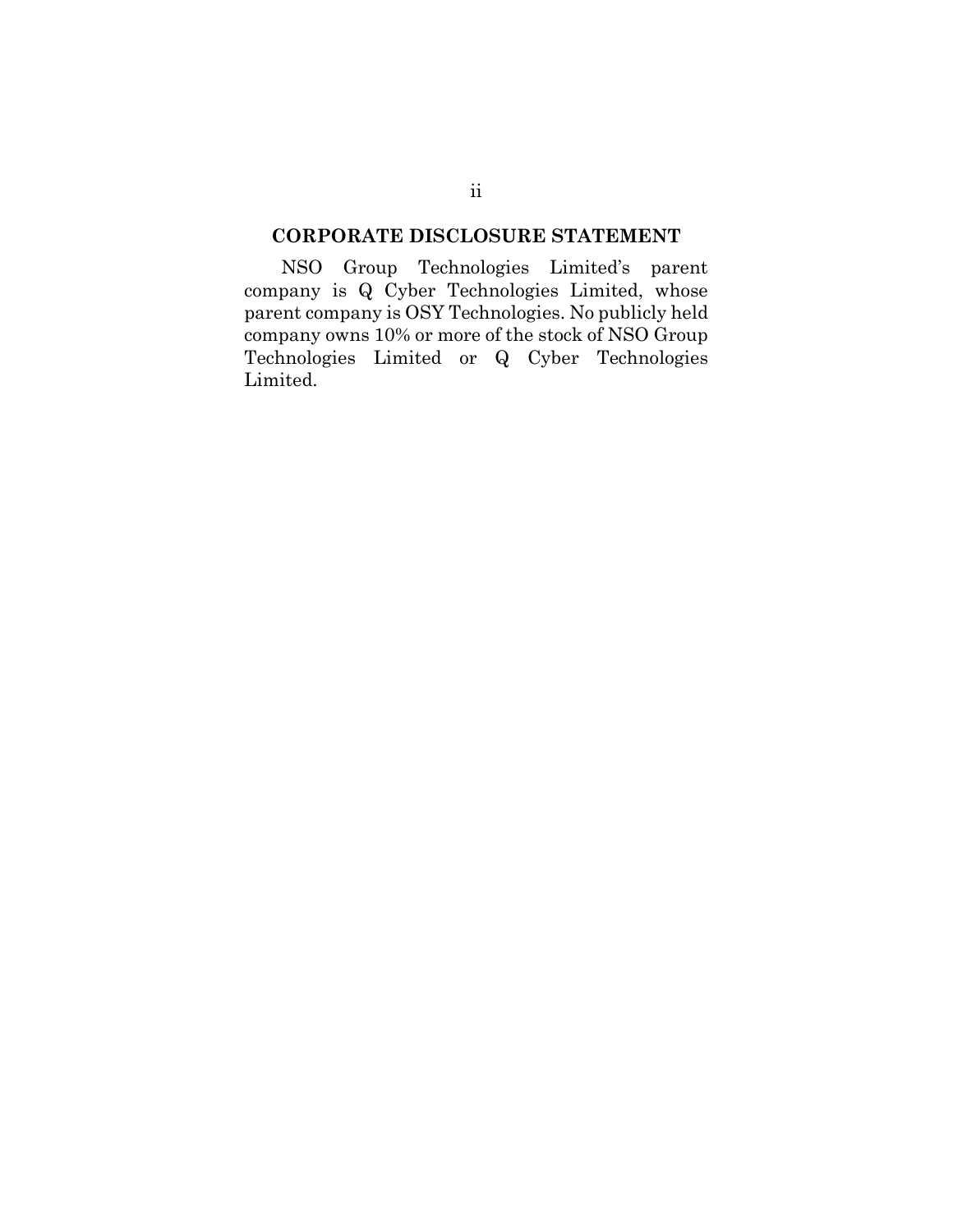## CORPORATE DISCLOSURE STATEMENT

NSO Group Technologies Limited's parent company is Q Cyber Technologies Limited, whose parent company is OSY Technologies. No publicly held company owns 10% or more of the stock of NSO Group Technologies Limited or Q Cyber Technologies Limited.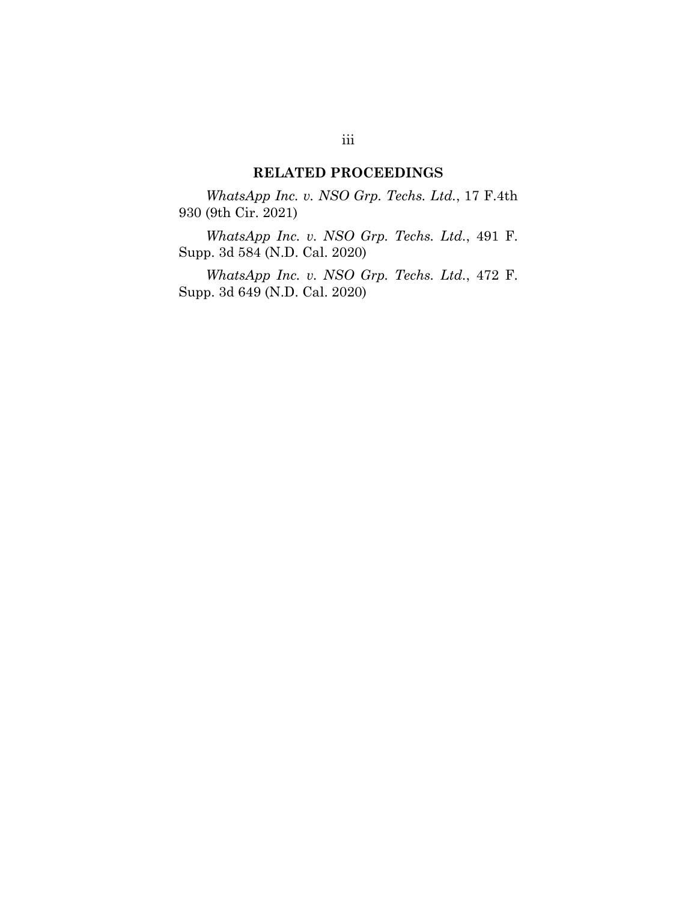## RELATED PROCEEDINGS

*WhatsApp Inc. v. NSO Grp. Techs. Ltd.*, 17 F.4th 930 (9th Cir. 2021)

*WhatsApp Inc. v. NSO Grp. Techs. Ltd.*, 491 F. Supp. 3d 584 (N.D. Cal. 2020)

*WhatsApp Inc. v. NSO Grp. Techs. Ltd.*, 472 F. Supp. 3d 649 (N.D. Cal. 2020)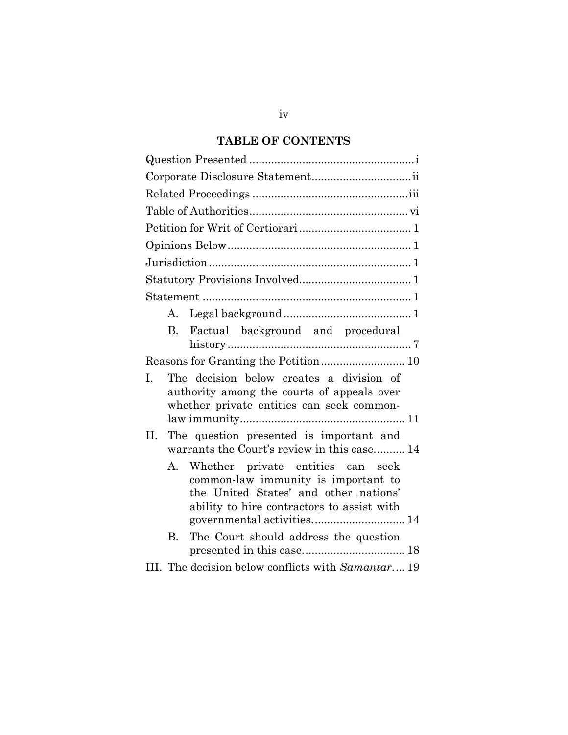## TABLE OF CONTENTS

Question Presented ..................................................... i

Corporate Disclosure Statement ................................ ii

Related Proceedings .................................................. iii

Table of Authorities .................................................. vi

Petition for Writ of Certiorari .................................... 1

Opinions Below ........................................................... 1

Jurisdiction ................................................................. 1

Statutory Provisions Involved .................................... 1

Statement ................................................................... 1

- A. Legal background ......................................... 1
- B. Factual background and procedural history ........................................................... 7

Reasons for Granting the Petition ........................... 10

- I. The decision below creates a division of authority among the courts of appeals over whether private entities can seek common-law immunity ..................................................... 11
- II. The question presented is important and warrants the Court's review in this case .......... 14
  - A. Whether private entities can seek common-law immunity is important to the United States' and other nations' ability to hire contractors to assist with governmental activities. ............................ 14
  - B. The Court should address the question presented in this case. ................................ 18
- III. The decision below conflicts with *Samantar* .... 19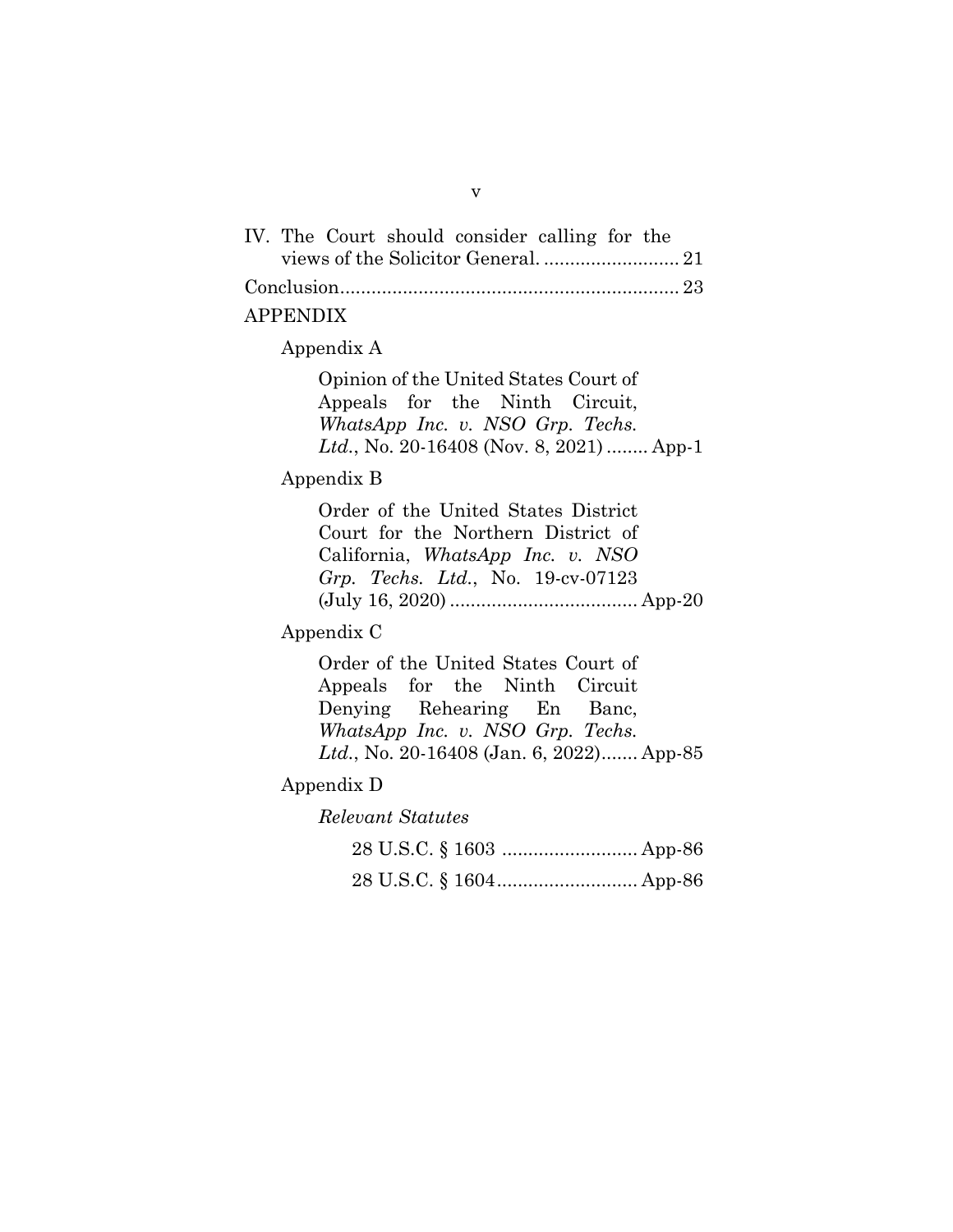IV. The Court should consider calling for the views of the Solicitor General. .......................... 21

Conclusion................................................................. 23

APPENDIX

Appendix A

Opinion of the United States Court of Appeals for the Ninth Circuit, *WhatsApp Inc. v. NSO Grp. Techs. Ltd.*, No. 20-16408 (Nov. 8, 2021) ........ App-1

Appendix B

Order of the United States District Court for the Northern District of California, *WhatsApp Inc. v. NSO Grp. Techs. Ltd.*, No. 19-cv-07123 (July 16, 2020) .................................... App-20

Appendix C

Order of the United States Court of Appeals for the Ninth Circuit Denying Rehearing En Banc, *WhatsApp Inc. v. NSO Grp. Techs. Ltd.*, No. 20-16408 (Jan. 6, 2022)....... App-85

Appendix D

*Relevant Statutes*

28 U.S.C. § 1603 .......................... App-86

28 U.S.C. § 1604........................... App-86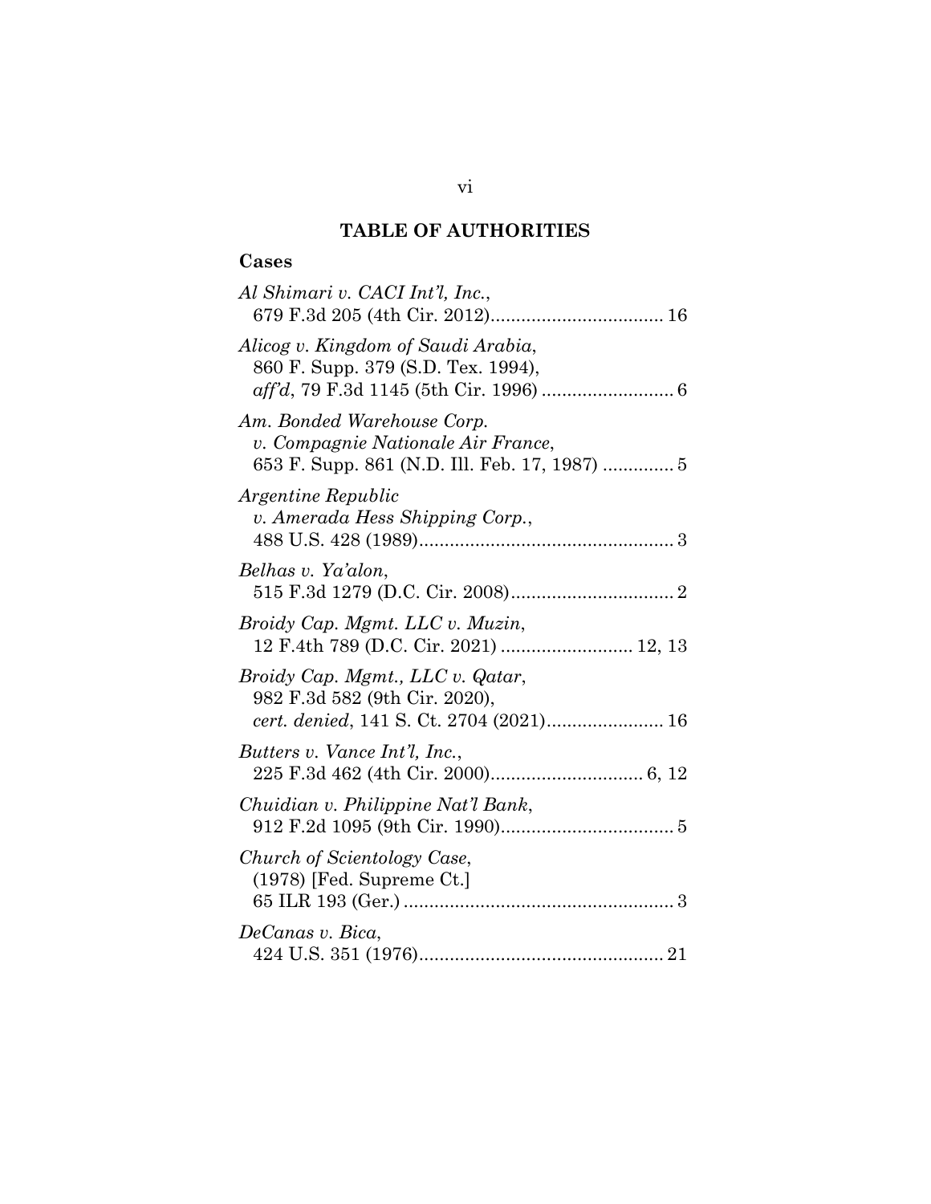## TABLE OF AUTHORITIES

### Cases

*Al Shimari v. CACI Int'l, Inc.*,
679 F.3d 205 (4th Cir. 2012).................................. 16

*Alicog v. Kingdom of Saudi Arabia*,
860 F. Supp. 379 (S.D. Tex. 1994),
*aff'd*, 79 F.3d 1145 (5th Cir. 1996) .......................... 6

*Am. Bonded Warehouse Corp. v. Compagnie Nationale Air France*,
653 F. Supp. 861 (N.D. Ill. Feb. 17, 1987) .............. 5

*Argentine Republic v. Amerada Hess Shipping Corp.*,
488 U.S. 428 (1989).................................................. 3

*Belhas v. Ya'alon*,
515 F.3d 1279 (D.C. Cir. 2008)................................ 2

*Broidy Cap. Mgmt. LLC v. Muzin*,
12 F.4th 789 (D.C. Cir. 2021) .......................... 12, 13

*Broidy Cap. Mgmt., LLC v. Qatar*,
982 F.3d 582 (9th Cir. 2020),
*cert. denied*, 141 S. Ct. 2704 (2021)....................... 16

*Butters v. Vance Int'l, Inc.*,
225 F.3d 462 (4th Cir. 2000).............................. 6, 12

*Chuidian v. Philippine Nat'l Bank*,
912 F.2d 1095 (9th Cir. 1990).................................. 5

*Church of Scientology Case*,
(1978) [Fed. Supreme Ct.]
65 ILR 193 (Ger.) ..................................................... 3

*DeCanas v. Bica*,
424 U.S. 351 (1976)................................................ 21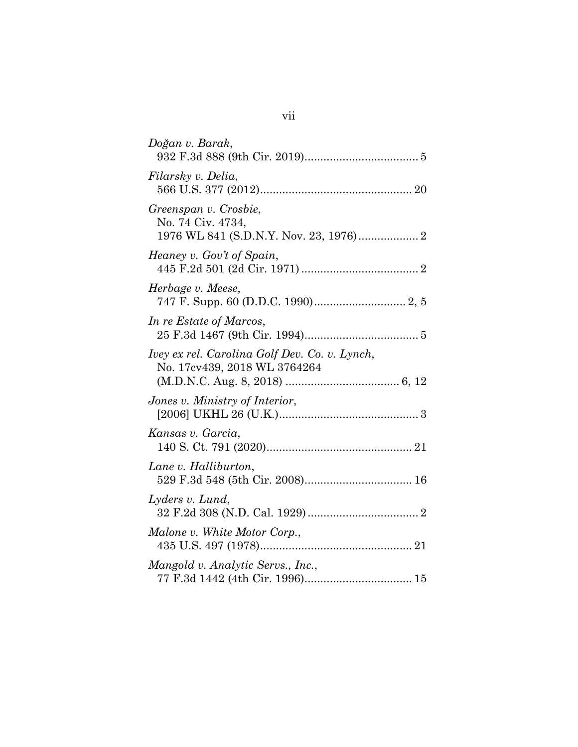*Doğan v. Barak*,
932 F.3d 888 (9th Cir. 2019).................................... 5

*Filarsky v. Delia*,
566 U.S. 377 (2012)................................................ 20

*Greenspan v. Crosbie*,
No. 74 Civ. 4734,
1976 WL 841 (S.D.N.Y. Nov. 23, 1976).................. 2

*Heaney v. Gov't of Spain*,
445 F.2d 501 (2d Cir. 1971) ..................................... 2

*Herbage v. Meese*,
747 F. Supp. 60 (D.D.C. 1990)............................. 2, 5

*In re Estate of Marcos*,
25 F.3d 1467 (9th Cir. 1994).................................... 5

*Ivey ex rel. Carolina Golf Dev. Co. v. Lynch*,
No. 17cv439, 2018 WL 3764264
(M.D.N.C. Aug. 8, 2018) .................................... 6, 12

*Jones v. Ministry of Interior*,
[2006] UKHL 26 (U.K.)............................................ 3

*Kansas v. Garcia*,
140 S. Ct. 791 (2020).............................................. 21

*Lane v. Halliburton*,
529 F.3d 548 (5th Cir. 2008).................................. 16

*Lyders v. Lund*,
32 F.2d 308 (N.D. Cal. 1929) ................................... 2

*Malone v. White Motor Corp.*,
435 U.S. 497 (1978)................................................ 21

*Mangold v. Analytic Servs., Inc.*,
77 F.3d 1442 (4th Cir. 1996).................................. 15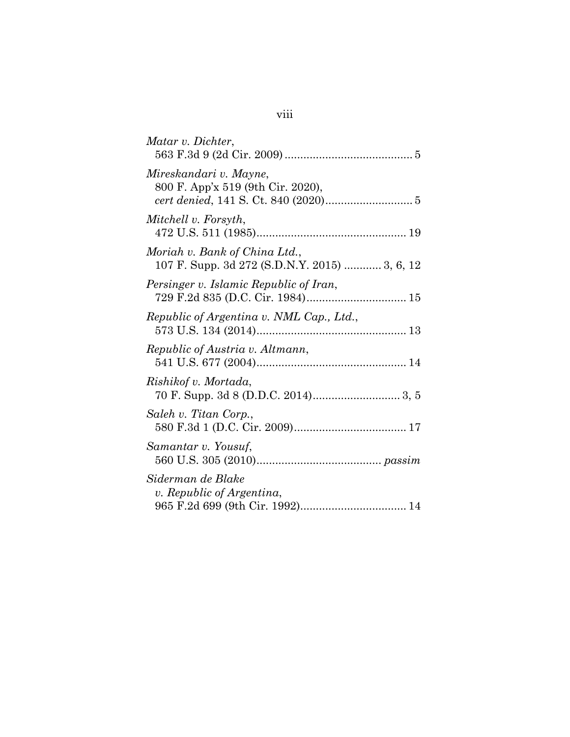*Matar v. Dichter*,
563 F.3d 9 (2d Cir. 2009) ........................................ 5

*Mireskandari v. Mayne*,
800 F. App'x 519 (9th Cir. 2020),
*cert denied*, 141 S. Ct. 840 (2020)........................... 5

*Mitchell v. Forsyth*,
472 U.S. 511 (1985)................................................ 19

*Moriah v. Bank of China Ltd.*,
107 F. Supp. 3d 272 (S.D.N.Y. 2015) ............ 3, 6, 12

*Persinger v. Islamic Republic of Iran*,
729 F.2d 835 (D.C. Cir. 1984)................................ 15

*Republic of Argentina v. NML Cap., Ltd.*,
573 U.S. 134 (2014)................................................ 13

*Republic of Austria v. Altmann*,
541 U.S. 677 (2004)................................................ 14

*Rishikof v. Mortada*,
70 F. Supp. 3d 8 (D.D.C. 2014)............................ 3, 5

*Saleh v. Titan Corp.*,
580 F.3d 1 (D.C. Cir. 2009).................................... 17

*Samantar v. Yousuf*,
560 U.S. 305 (2010)........................................ *passim*

*Siderman de Blake v. Republic of Argentina*,
965 F.2d 699 (9th Cir. 1992).................................. 14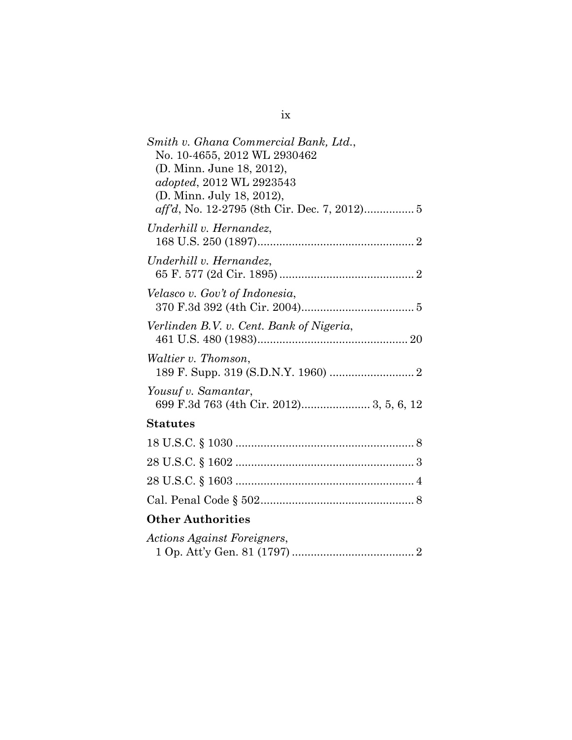*Smith v. Ghana Commercial Bank, Ltd.*,
No. 10-4655, 2012 WL 2930462
(D. Minn. June 18, 2012),
*adopted*, 2012 WL 2923543
(D. Minn. July 18, 2012),
*aff'd*, No. 12-2795 (8th Cir. Dec. 7, 2012)................ 5

*Underhill v. Hernandez*,
168 U.S. 250 (1897).................................................. 2

*Underhill v. Hernandez*,
65 F. 577 (2d Cir. 1895)........................................... 2

*Velasco v. Gov't of Indonesia*,
370 F.3d 392 (4th Cir. 2004).................................... 5

*Verlinden B.V. v. Cent. Bank of Nigeria*,
461 U.S. 480 (1983)................................................ 20

*Waltier v. Thomson*,
189 F. Supp. 319 (S.D.N.Y. 1960) ........................... 2

*Yousuf v. Samantar*,
699 F.3d 763 (4th Cir. 2012)...................... 3, 5, 6, 12

**Statutes**

18 U.S.C. § 1030 ......................................................... 8

28 U.S.C. § 1602 ......................................................... 3

28 U.S.C. § 1603 ......................................................... 4

Cal. Penal Code § 502................................................. 8

**Other Authorities**

*Actions Against Foreigners*,
1 Op. Att'y Gen. 81 (1797) ....................................... 2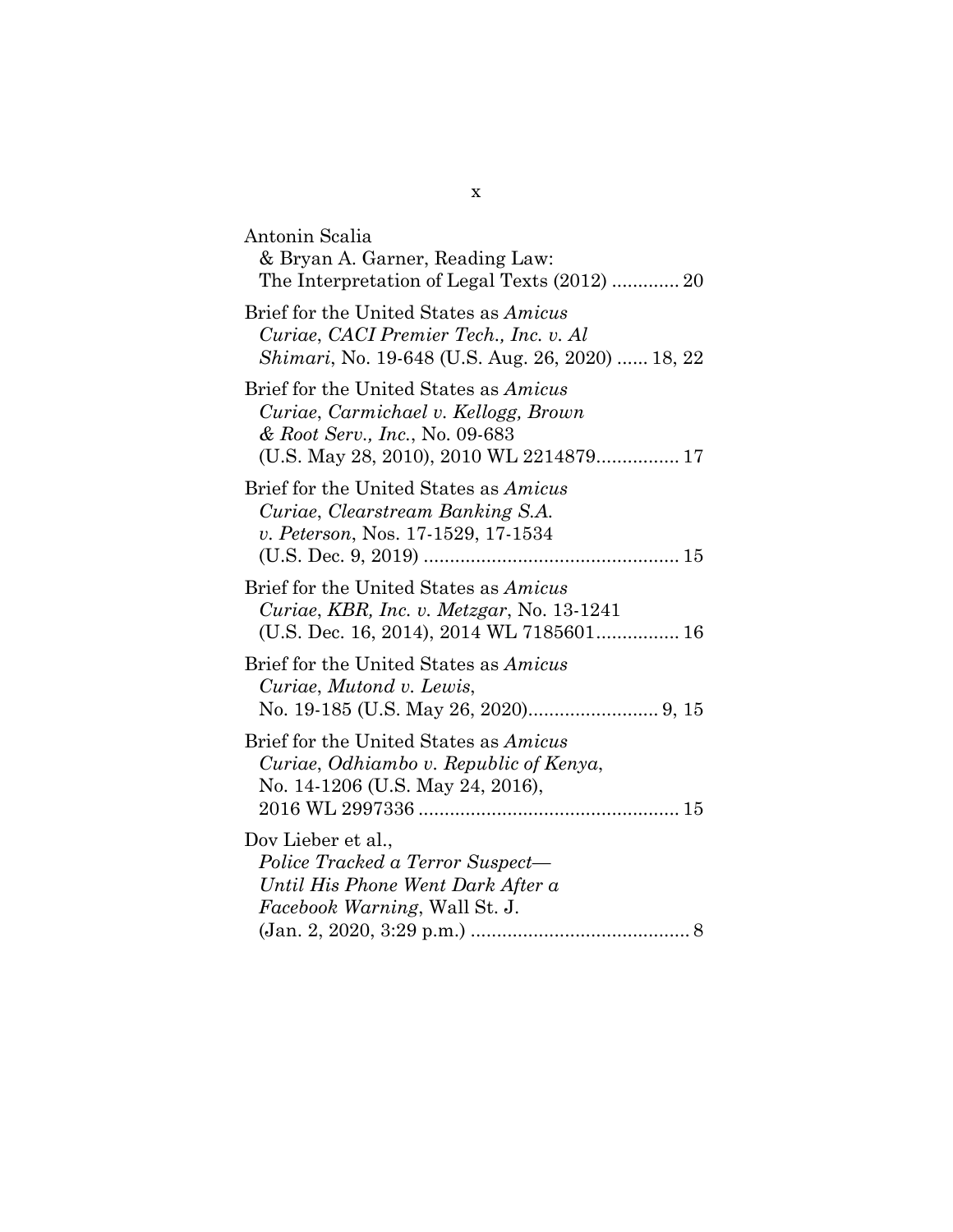Antonin Scalia & Bryan A. Garner, Reading Law: The Interpretation of Legal Texts (2012) ............ 20

Brief for the United States as *Amicus Curiae*, *CACI Premier Tech., Inc. v. Al Shimari*, No. 19-648 (U.S. Aug. 26, 2020) ...... 18, 22

Brief for the United States as *Amicus Curiae*, *Carmichael v. Kellogg, Brown & Root Serv., Inc.*, No. 09-683 (U.S. May 28, 2010), 2010 WL 2214879................ 17

Brief for the United States as *Amicus Curiae*, *Clearstream Banking S.A. v. Peterson*, Nos. 17-1529, 17-1534 (U.S. Dec. 9, 2019) ................................................ 15

Brief for the United States as *Amicus Curiae*, *KBR, Inc. v. Metzgar*, No. 13-1241 (U.S. Dec. 16, 2014), 2014 WL 7185601................ 16

Brief for the United States as *Amicus Curiae*, *Mutond v. Lewis*, No. 19-185 (U.S. May 26, 2020)......................... 9, 15

Brief for the United States as *Amicus Curiae*, *Odhiambo v. Republic of Kenya*, No. 14-1206 (U.S. May 24, 2016), 2016 WL 2997336 ................................................. 15

Dov Lieber et al., *Police Tracked a Terror Suspect—Until His Phone Went Dark After a Facebook Warning*, Wall St. J. (Jan. 2, 2020, 3:29 p.m.) .......................................... 8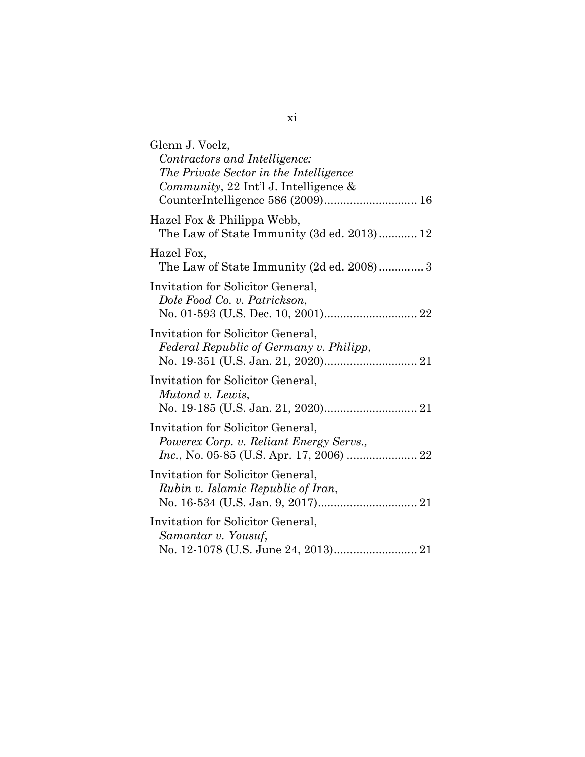Glenn J. Voelz,
*Contractors and Intelligence: The Private Sector in the Intelligence Community*, 22 Int'l J. Intelligence & CounterIntelligence 586 (2009) ............................ 16

Hazel Fox & Philippa Webb,
The Law of State Immunity (3d ed. 2013) ............ 12

Hazel Fox,
The Law of State Immunity (2d ed. 2008) .............. 3

Invitation for Solicitor General,
*Dole Food Co. v. Patrickson*,
No. 01-593 (U.S. Dec. 10, 2001) ............................ 22

Invitation for Solicitor General,
*Federal Republic of Germany v. Philipp*,
No. 19-351 (U.S. Jan. 21, 2020) ............................ 21

Invitation for Solicitor General,
*Mutond v. Lewis*,
No. 19-185 (U.S. Jan. 21, 2020) ............................ 21

Invitation for Solicitor General,
*Powerex Corp. v. Reliant Energy Servs., Inc.*, No. 05-85 (U.S. Apr. 17, 2006) ...................... 22

Invitation for Solicitor General,
*Rubin v. Islamic Republic of Iran*,
No. 16-534 (U.S. Jan. 9, 2017) ............................... 21

Invitation for Solicitor General,
*Samantar v. Yousuf*,
No. 12-1078 (U.S. June 24, 2013) .......................... 21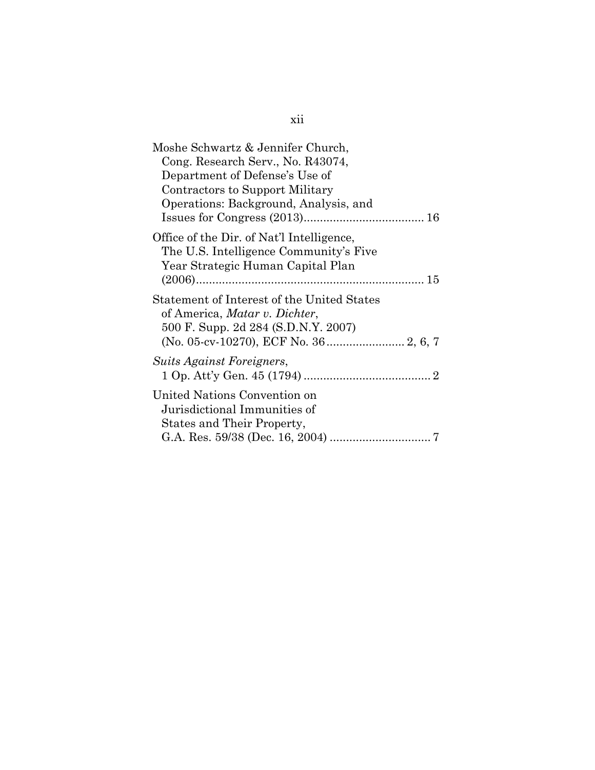Moshe Schwartz & Jennifer Church, Cong. Research Serv., No. R43074, Department of Defense's Use of Contractors to Support Military Operations: Background, Analysis, and Issues for Congress (2013).................................... 16

Office of the Dir. of Nat'l Intelligence, The U.S. Intelligence Community's Five Year Strategic Human Capital Plan (2006)...................................................................... 15

Statement of Interest of the United States of America, *Matar v. Dichter*, 500 F. Supp. 2d 284 (S.D.N.Y. 2007) (No. 05-cv-10270), ECF No. 36........................ 2, 6, 7

*Suits Against Foreigners*, 1 Op. Att'y Gen. 45 (1794) ....................................... 2

United Nations Convention on Jurisdictional Immunities of States and Their Property, G.A. Res. 59/38 (Dec. 16, 2004) ............................... 7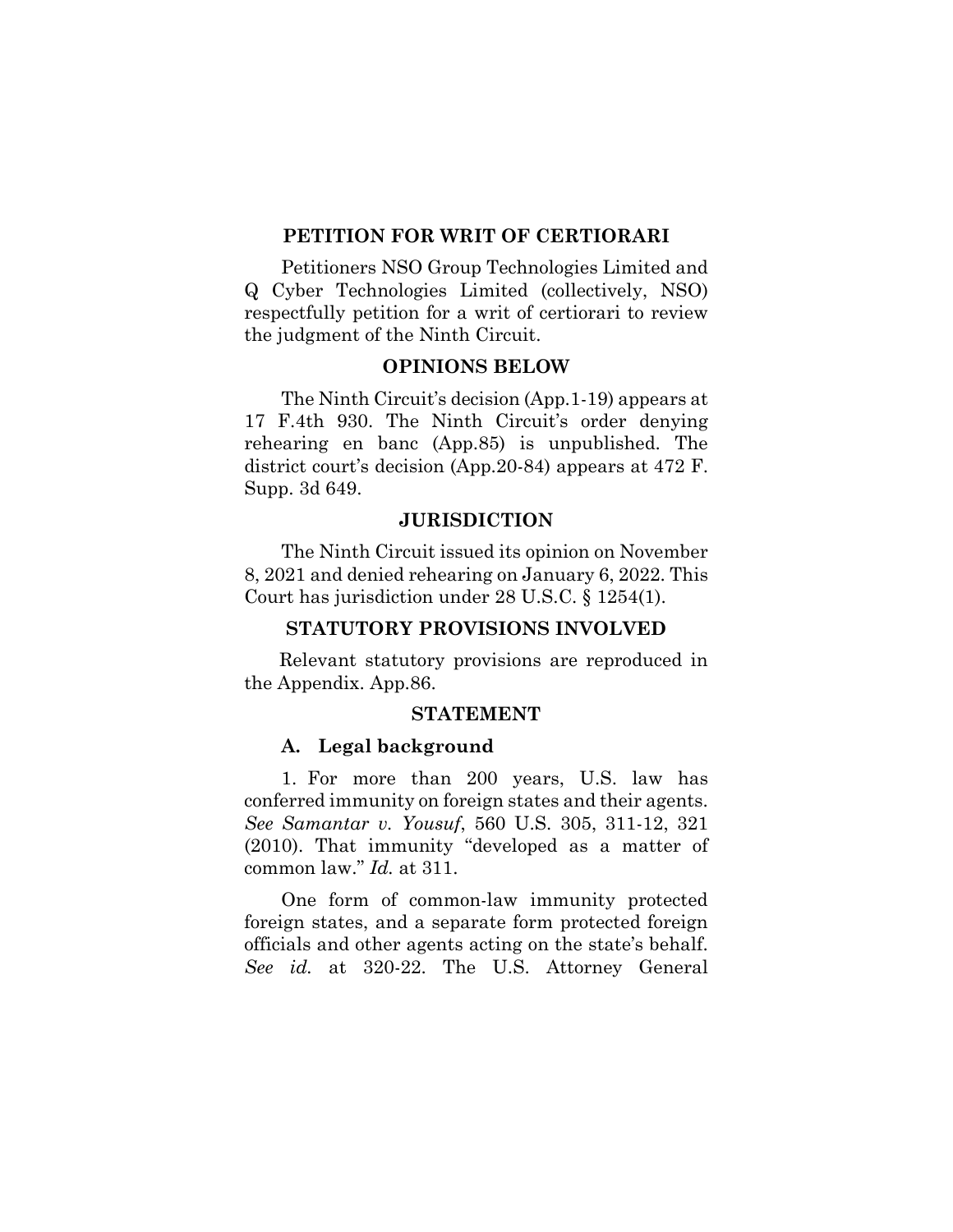## PETITION FOR WRIT OF CERTIORARI

Petitioners NSO Group Technologies Limited and Q Cyber Technologies Limited (collectively, NSO) respectfully petition for a writ of certiorari to review the judgment of the Ninth Circuit.

## OPINIONS BELOW

The Ninth Circuit's decision (App.1-19) appears at 17 F.4th 930. The Ninth Circuit's order denying rehearing en banc (App.85) is unpublished. The district court's decision (App.20-84) appears at 472 F. Supp. 3d 649.

## JURISDICTION

The Ninth Circuit issued its opinion on November 8, 2021 and denied rehearing on January 6, 2022. This Court has jurisdiction under 28 U.S.C. § 1254(1).

## STATUTORY PROVISIONS INVOLVED

Relevant statutory provisions are reproduced in the Appendix. App.86.

## STATEMENT

### A. Legal background

1. For more than 200 years, U.S. law has conferred immunity on foreign states and their agents. *See Samantar v. Yousuf*, 560 U.S. 305, 311-12, 321 (2010). That immunity "developed as a matter of common law." *Id.* at 311.

One form of common-law immunity protected foreign states, and a separate form protected foreign officials and other agents acting on the state's behalf. *See id.* at 320-22. The U.S. Attorney General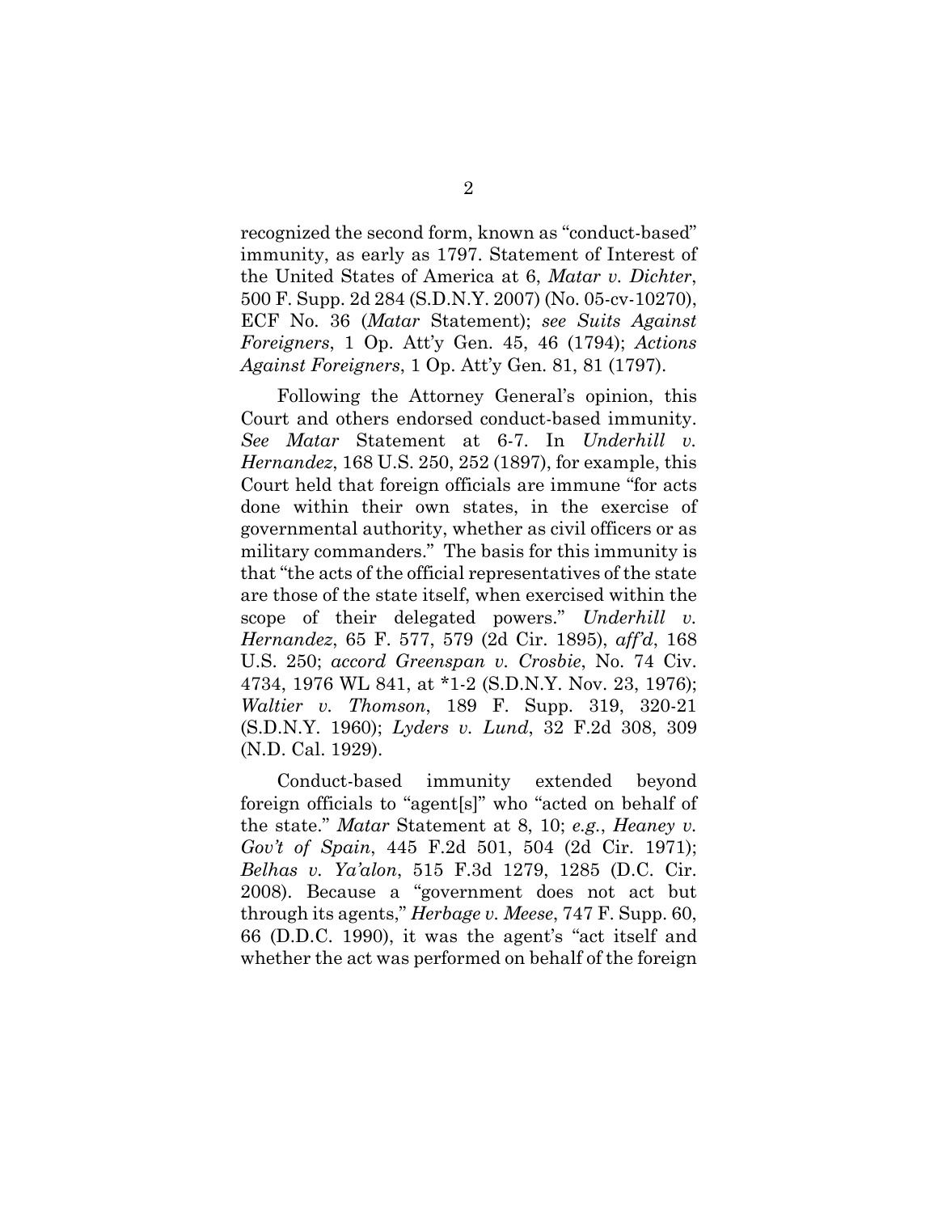recognized the second form, known as "conduct-based" immunity, as early as 1797. Statement of Interest of the United States of America at 6, *Matar v. Dichter*, 500 F. Supp. 2d 284 (S.D.N.Y. 2007) (No. 05-cv-10270), ECF No. 36 (*Matar* Statement); *see Suits Against Foreigners*, 1 Op. Att'y Gen. 45, 46 (1794); *Actions Against Foreigners*, 1 Op. Att'y Gen. 81, 81 (1797).

Following the Attorney General's opinion, this Court and others endorsed conduct-based immunity. *See Matar* Statement at 6-7. In *Underhill v. Hernandez*, 168 U.S. 250, 252 (1897), for example, this Court held that foreign officials are immune "for acts done within their own states, in the exercise of governmental authority, whether as civil officers or as military commanders." The basis for this immunity is that "the acts of the official representatives of the state are those of the state itself, when exercised within the scope of their delegated powers." *Underhill v. Hernandez*, 65 F. 577, 579 (2d Cir. 1895), *aff'd*, 168 U.S. 250; *accord Greenspan v. Crosbie*, No. 74 Civ. 4734, 1976 WL 841, at *1-2 (S.D.N.Y. Nov. 23, 1976); *Waltier v. Thomson*, 189 F. Supp. 319, 320-21 (S.D.N.Y. 1960); *Lyders v. Lund*, 32 F.2d 308, 309 (N.D. Cal. 1929).

Conduct-based immunity extended beyond foreign officials to "agent[s]" who "acted on behalf of the state." *Matar* Statement at 8, 10; *e.g.*, *Heaney v. Gov't of Spain*, 445 F.2d 501, 504 (2d Cir. 1971); *Belhas v. Ya'alon*, 515 F.3d 1279, 1285 (D.C. Cir. 2008). Because a "government does not act but through its agents," *Herbage v. Meese*, 747 F. Supp. 60, 66 (D.D.C. 1990), it was the agent's "act itself and whether the act was performed on behalf of the foreign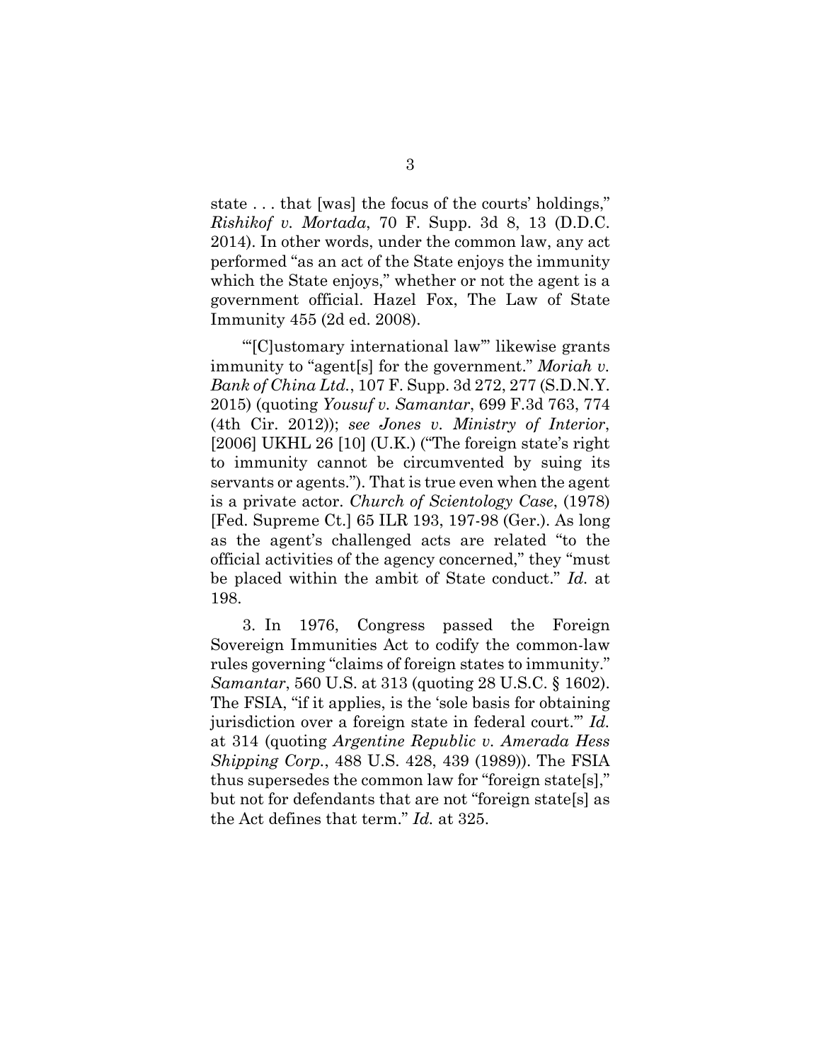state . . . that [was] the focus of the courts' holdings," *Rishikof v. Mortada*, 70 F. Supp. 3d 8, 13 (D.D.C. 2014). In other words, under the common law, any act performed "as an act of the State enjoys the immunity which the State enjoys," whether or not the agent is a government official. Hazel Fox, The Law of State Immunity 455 (2d ed. 2008).

"'[C]ustomary international law'" likewise grants immunity to "agent[s] for the government." *Moriah v. Bank of China Ltd.*, 107 F. Supp. 3d 272, 277 (S.D.N.Y. 2015) (quoting *Yousuf v. Samantar*, 699 F.3d 763, 774 (4th Cir. 2012)); *see Jones v. Ministry of Interior*, [2006] UKHL 26 [10] (U.K.) ("The foreign state's right to immunity cannot be circumvented by suing its servants or agents."). That is true even when the agent is a private actor. *Church of Scientology Case*, (1978) [Fed. Supreme Ct.] 65 ILR 193, 197-98 (Ger.). As long as the agent's challenged acts are related "to the official activities of the agency concerned," they "must be placed within the ambit of State conduct." *Id.* at 198.

3. In 1976, Congress passed the Foreign Sovereign Immunities Act to codify the common-law rules governing "claims of foreign states to immunity." *Samantar*, 560 U.S. at 313 (quoting 28 U.S.C. § 1602). The FSIA, "if it applies, is the 'sole basis for obtaining jurisdiction over a foreign state in federal court.'" *Id.* at 314 (quoting *Argentine Republic v. Amerada Hess Shipping Corp.*, 488 U.S. 428, 439 (1989)). The FSIA thus supersedes the common law for "foreign state[s]," but not for defendants that are not "foreign state[s] as the Act defines that term." *Id.* at 325.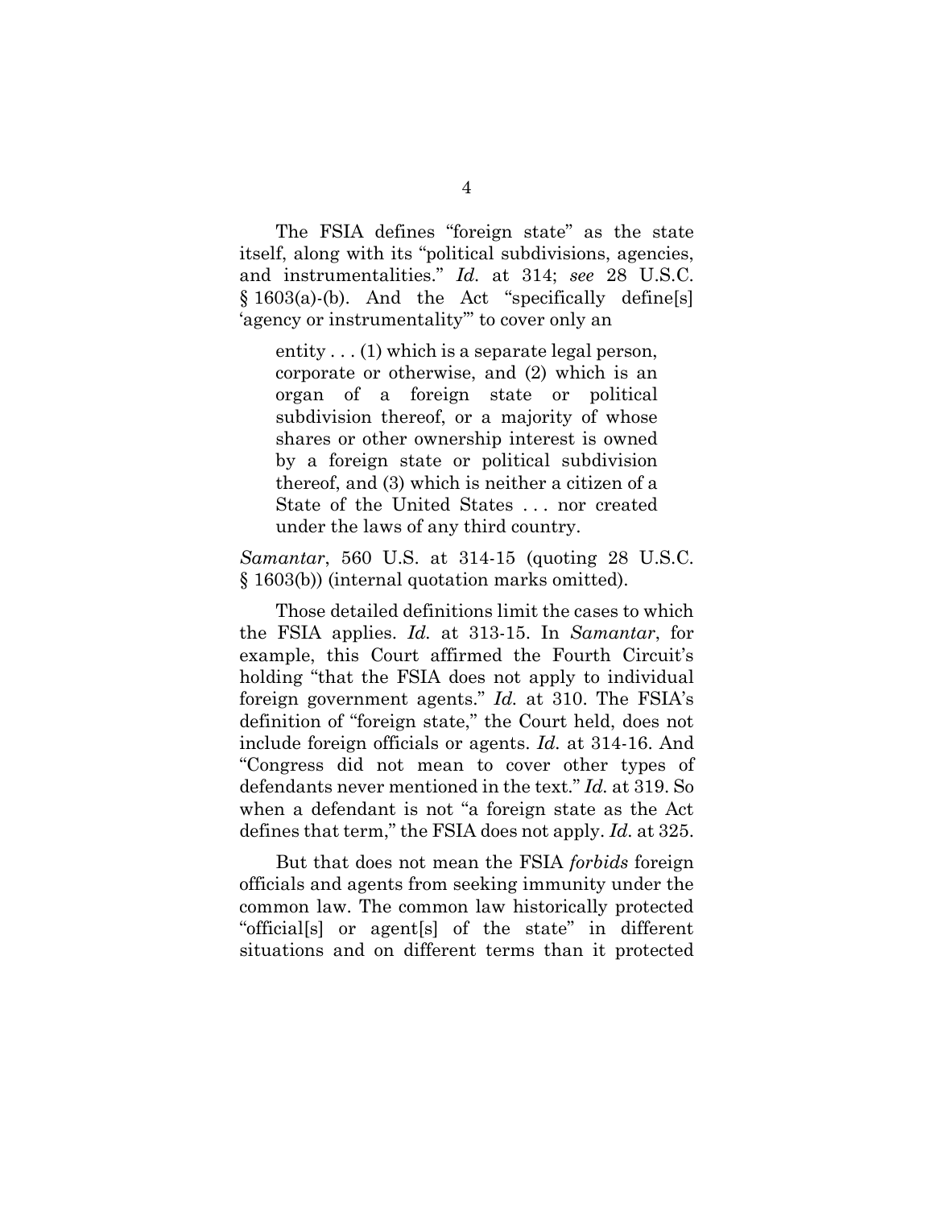The FSIA defines "foreign state" as the state itself, along with its "political subdivisions, agencies, and instrumentalities." *Id.* at 314; *see* 28 U.S.C. § 1603(a)-(b). And the Act "specifically define[s] 'agency or instrumentality'" to cover only an

> entity . . . (1) which is a separate legal person, corporate or otherwise, and (2) which is an organ of a foreign state or political subdivision thereof, or a majority of whose shares or other ownership interest is owned by a foreign state or political subdivision thereof, and (3) which is neither a citizen of a State of the United States . . . nor created under the laws of any third country.

*Samantar*, 560 U.S. at 314-15 (quoting 28 U.S.C. § 1603(b)) (internal quotation marks omitted).

Those detailed definitions limit the cases to which the FSIA applies. *Id.* at 313-15. In *Samantar*, for example, this Court affirmed the Fourth Circuit's holding "that the FSIA does not apply to individual foreign government agents." *Id.* at 310. The FSIA's definition of "foreign state," the Court held, does not include foreign officials or agents. *Id.* at 314-16. And "Congress did not mean to cover other types of defendants never mentioned in the text." *Id.* at 319. So when a defendant is not "a foreign state as the Act defines that term," the FSIA does not apply. *Id.* at 325.

But that does not mean the FSIA *forbids* foreign officials and agents from seeking immunity under the common law. The common law historically protected "official[s] or agent[s] of the state" in different situations and on different terms than it protected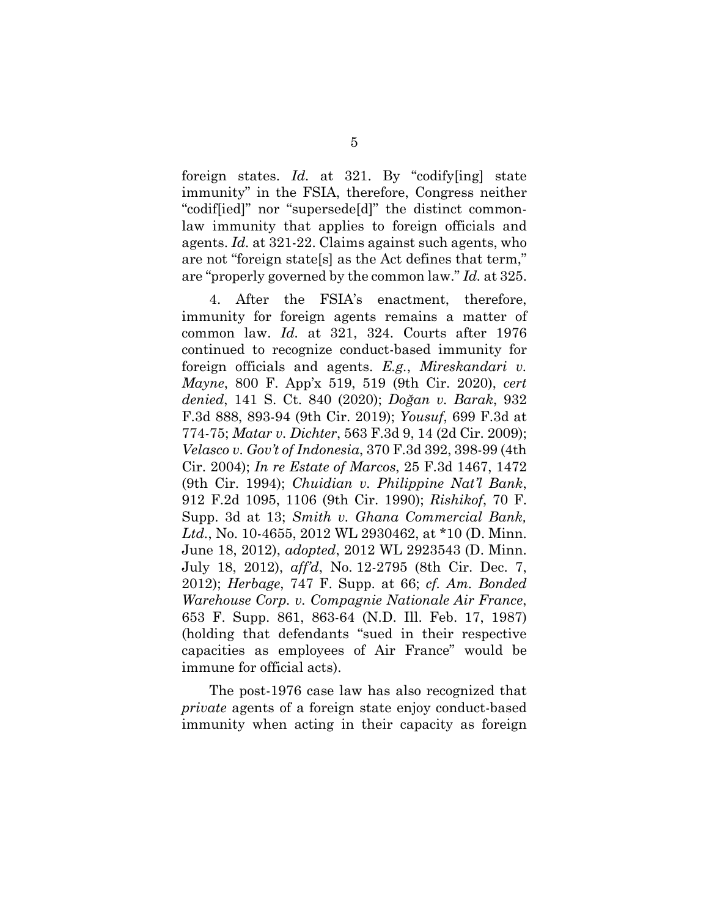foreign states. *Id.* at 321. By "codify[ing] state immunity" in the FSIA, therefore, Congress neither "codif[ied]" nor "supersede[d]" the distinct common-law immunity that applies to foreign officials and agents. *Id.* at 321-22. Claims against such agents, who are not "foreign state[s] as the Act defines that term," are "properly governed by the common law." *Id.* at 325.

4. After the FSIA's enactment, therefore, immunity for foreign agents remains a matter of common law. *Id.* at 321, 324. Courts after 1976 continued to recognize conduct-based immunity for foreign officials and agents. *E.g.*, *Mireskandari v. Mayne*, 800 F. App'x 519, 519 (9th Cir. 2020), *cert denied*, 141 S. Ct. 840 (2020); *Doğan v. Barak*, 932 F.3d 888, 893-94 (9th Cir. 2019); *Yousuf*, 699 F.3d at 774-75; *Matar v. Dichter*, 563 F.3d 9, 14 (2d Cir. 2009); *Velasco v. Gov't of Indonesia*, 370 F.3d 392, 398-99 (4th Cir. 2004); *In re Estate of Marcos*, 25 F.3d 1467, 1472 (9th Cir. 1994); *Chuidian v. Philippine Nat'l Bank*, 912 F.2d 1095, 1106 (9th Cir. 1990); *Rishikof*, 70 F. Supp. 3d at 13; *Smith v. Ghana Commercial Bank, Ltd.*, No. 10-4655, 2012 WL 2930462, at *10 (D. Minn. June 18, 2012), *adopted*, 2012 WL 2923543 (D. Minn. July 18, 2012), *aff'd*, No. 12-2795 (8th Cir. Dec. 7, 2012); *Herbage*, 747 F. Supp. at 66; *cf. Am. Bonded Warehouse Corp. v. Compagnie Nationale Air France*, 653 F. Supp. 861, 863-64 (N.D. Ill. Feb. 17, 1987) (holding that defendants "sued in their respective capacities as employees of Air France" would be immune for official acts).

The post-1976 case law has also recognized that *private* agents of a foreign state enjoy conduct-based immunity when acting in their capacity as foreign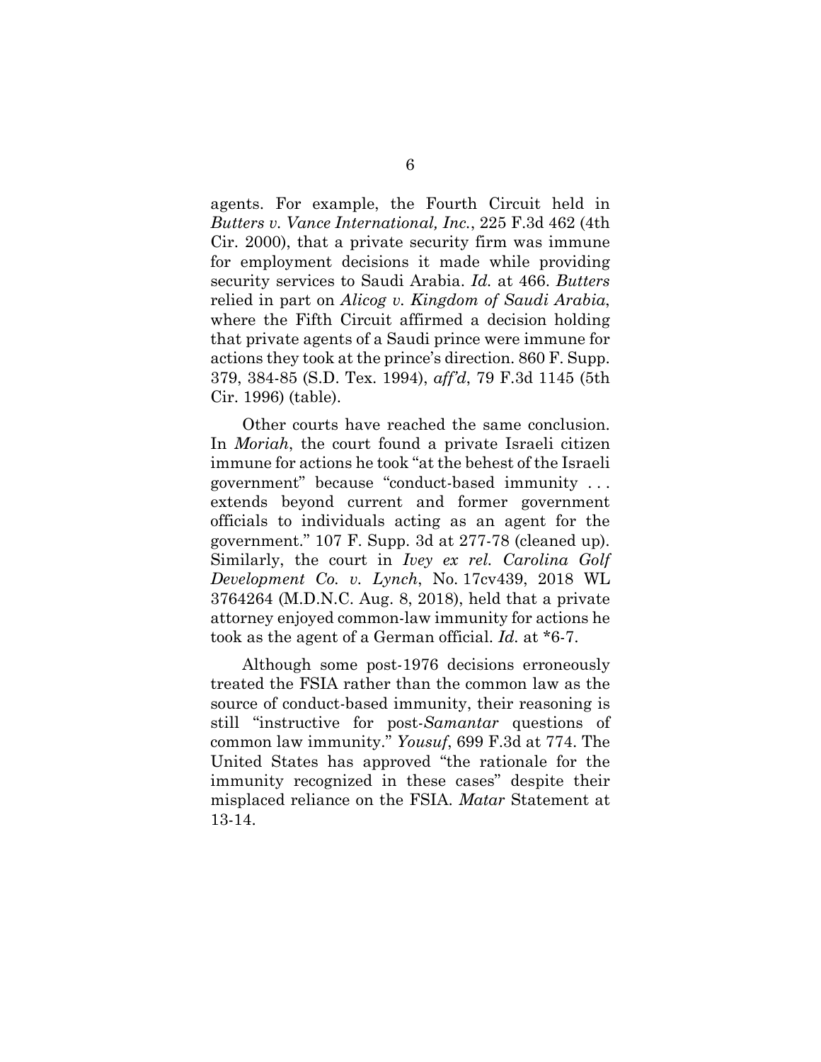agents. For example, the Fourth Circuit held in *Butters v. Vance International, Inc.*, 225 F.3d 462 (4th Cir. 2000), that a private security firm was immune for employment decisions it made while providing security services to Saudi Arabia. *Id.* at 466. *Butters* relied in part on *Alicog v. Kingdom of Saudi Arabia*, where the Fifth Circuit affirmed a decision holding that private agents of a Saudi prince were immune for actions they took at the prince's direction. 860 F. Supp. 379, 384-85 (S.D. Tex. 1994), *aff'd*, 79 F.3d 1145 (5th Cir. 1996) (table).

Other courts have reached the same conclusion. In *Moriah*, the court found a private Israeli citizen immune for actions he took "at the behest of the Israeli government" because "conduct-based immunity . . . extends beyond current and former government officials to individuals acting as an agent for the government." 107 F. Supp. 3d at 277-78 (cleaned up). Similarly, the court in *Ivey ex rel. Carolina Golf Development Co. v. Lynch*, No. 17cv439, 2018 WL 3764264 (M.D.N.C. Aug. 8, 2018), held that a private attorney enjoyed common-law immunity for actions he took as the agent of a German official. *Id.* at \*6-7.

Although some post-1976 decisions erroneously treated the FSIA rather than the common law as the source of conduct-based immunity, their reasoning is still "instructive for post-*Samantar* questions of common law immunity." *Yousuf*, 699 F.3d at 774. The United States has approved "the rationale for the immunity recognized in these cases" despite their misplaced reliance on the FSIA. *Matar* Statement at 13-14.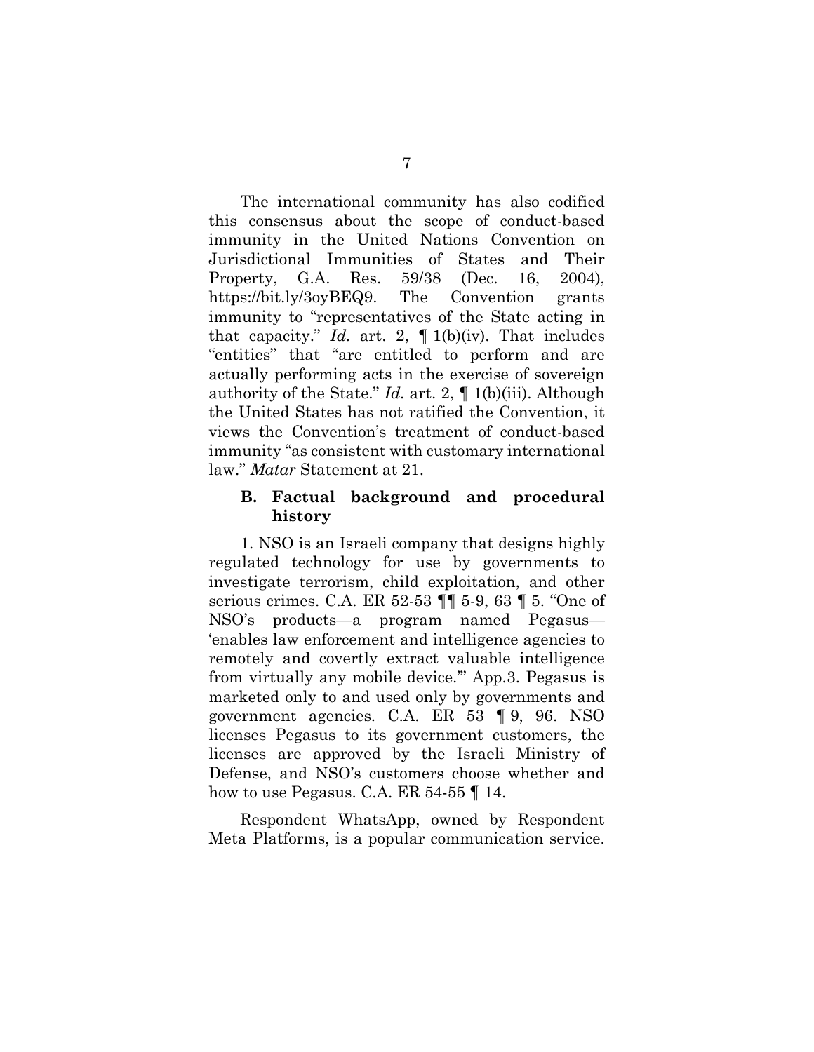The international community has also codified this consensus about the scope of conduct-based immunity in the United Nations Convention on Jurisdictional Immunities of States and Their Property, G.A. Res. 59/38 (Dec. 16, 2004), https://bit.ly/3oyBEQ9. The Convention grants immunity to "representatives of the State acting in that capacity." *Id.* art. 2, ¶ 1(b)(iv). That includes "entities" that "are entitled to perform and are actually performing acts in the exercise of sovereign authority of the State." *Id.* art. 2, ¶ 1(b)(iii). Although the United States has not ratified the Convention, it views the Convention's treatment of conduct-based immunity "as consistent with customary international law." *Matar* Statement at 21.

### B. Factual background and procedural history

1. NSO is an Israeli company that designs highly regulated technology for use by governments to investigate terrorism, child exploitation, and other serious crimes. C.A. ER 52-53 ¶¶ 5-9, 63 ¶ 5. "One of NSO's products—a program named Pegasus—'enables law enforcement and intelligence agencies to remotely and covertly extract valuable intelligence from virtually any mobile device.'" App.3. Pegasus is marketed only to and used only by governments and government agencies. C.A. ER 53 ¶ 9, 96. NSO licenses Pegasus to its government customers, the licenses are approved by the Israeli Ministry of Defense, and NSO's customers choose whether and how to use Pegasus. C.A. ER 54-55 ¶ 14.

Respondent WhatsApp, owned by Respondent Meta Platforms, is a popular communication service.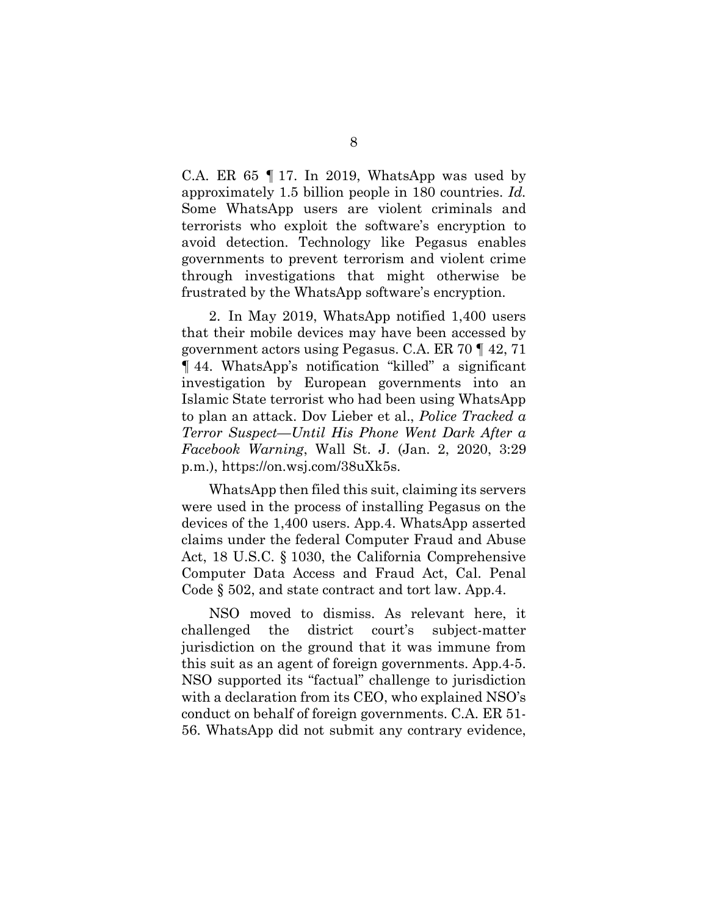C.A. ER 65 ¶ 17. In 2019, WhatsApp was used by approximately 1.5 billion people in 180 countries. *Id.* Some WhatsApp users are violent criminals and terrorists who exploit the software's encryption to avoid detection. Technology like Pegasus enables governments to prevent terrorism and violent crime through investigations that might otherwise be frustrated by the WhatsApp software's encryption.

2. In May 2019, WhatsApp notified 1,400 users that their mobile devices may have been accessed by government actors using Pegasus. C.A. ER 70 ¶ 42, 71 ¶ 44. WhatsApp's notification "killed" a significant investigation by European governments into an Islamic State terrorist who had been using WhatsApp to plan an attack. Dov Lieber et al., *Police Tracked a Terror Suspect—Until His Phone Went Dark After a Facebook Warning*, Wall St. J. (Jan. 2, 2020, 3:29 p.m.), https://on.wsj.com/38uXk5s.

WhatsApp then filed this suit, claiming its servers were used in the process of installing Pegasus on the devices of the 1,400 users. App.4. WhatsApp asserted claims under the federal Computer Fraud and Abuse Act, 18 U.S.C. § 1030, the California Comprehensive Computer Data Access and Fraud Act, Cal. Penal Code § 502, and state contract and tort law. App.4.

NSO moved to dismiss. As relevant here, it challenged the district court's subject-matter jurisdiction on the ground that it was immune from this suit as an agent of foreign governments. App.4-5. NSO supported its "factual" challenge to jurisdiction with a declaration from its CEO, who explained NSO's conduct on behalf of foreign governments. C.A. ER 51-56. WhatsApp did not submit any contrary evidence,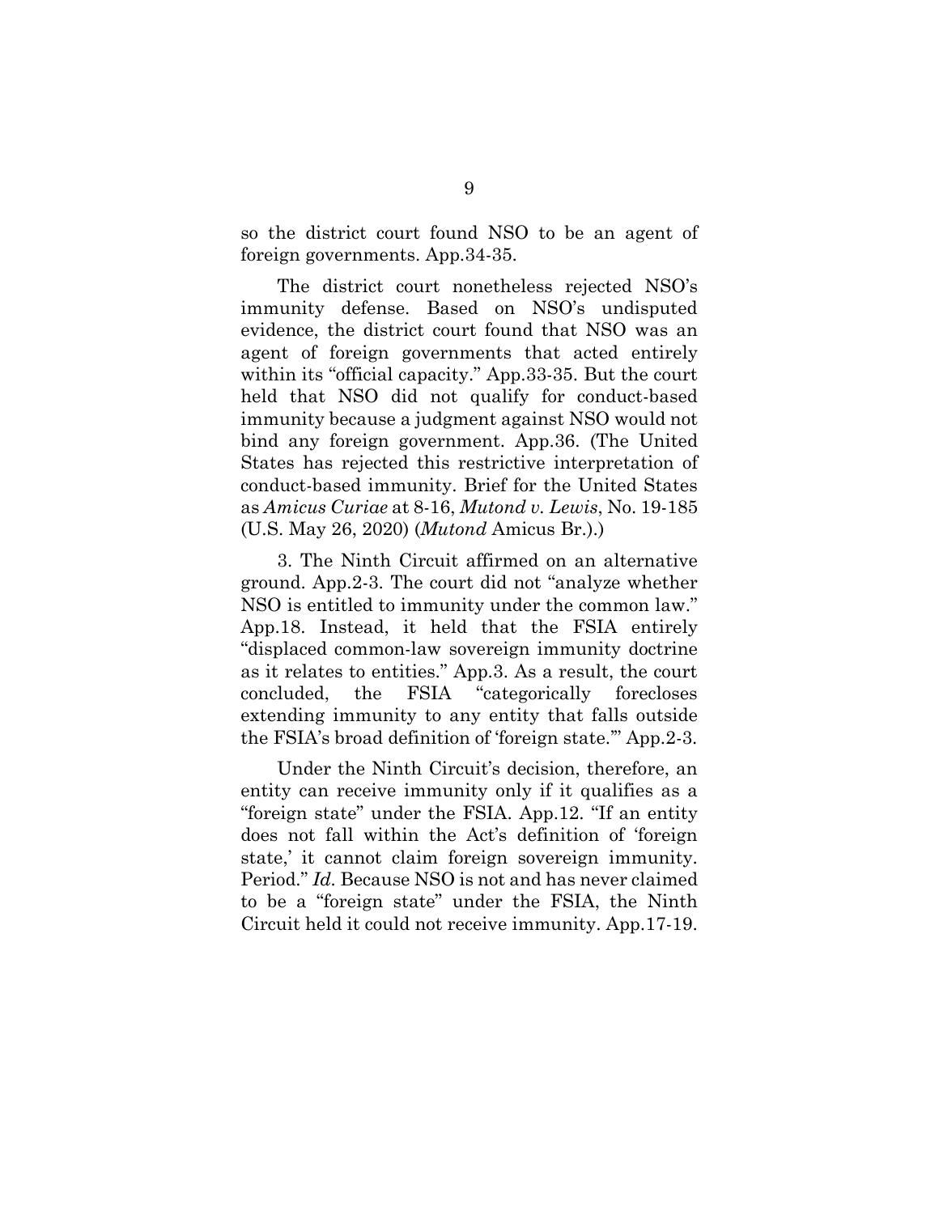so the district court found NSO to be an agent of foreign governments. App.34-35.

The district court nonetheless rejected NSO's immunity defense. Based on NSO's undisputed evidence, the district court found that NSO was an agent of foreign governments that acted entirely within its "official capacity." App.33-35. But the court held that NSO did not qualify for conduct-based immunity because a judgment against NSO would not bind any foreign government. App.36. (The United States has rejected this restrictive interpretation of conduct-based immunity. Brief for the United States as *Amicus Curiae* at 8-16, *Mutond v. Lewis*, No. 19-185 (U.S. May 26, 2020) (*Mutond* Amicus Br.).)

3. The Ninth Circuit affirmed on an alternative ground. App.2-3. The court did not "analyze whether NSO is entitled to immunity under the common law." App.18. Instead, it held that the FSIA entirely "displaced common-law sovereign immunity doctrine as it relates to entities." App.3. As a result, the court concluded, the FSIA "categorically forecloses extending immunity to any entity that falls outside the FSIA's broad definition of 'foreign state.'" App.2-3.

Under the Ninth Circuit's decision, therefore, an entity can receive immunity only if it qualifies as a "foreign state" under the FSIA. App.12. "If an entity does not fall within the Act's definition of 'foreign state,' it cannot claim foreign sovereign immunity. Period." *Id.* Because NSO is not and has never claimed to be a "foreign state" under the FSIA, the Ninth Circuit held it could not receive immunity. App.17-19.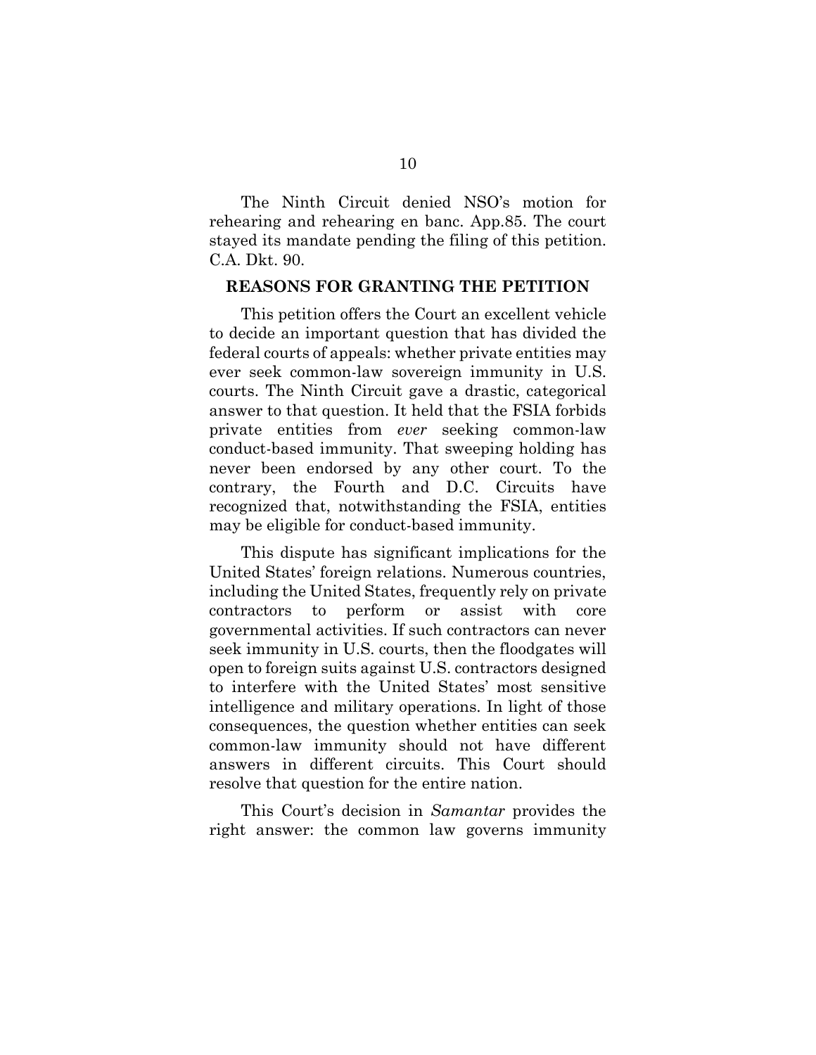The Ninth Circuit denied NSO's motion for rehearing and rehearing en banc. App.85. The court stayed its mandate pending the filing of this petition. C.A. Dkt. 90.

## REASONS FOR GRANTING THE PETITION

This petition offers the Court an excellent vehicle to decide an important question that has divided the federal courts of appeals: whether private entities may ever seek common-law sovereign immunity in U.S. courts. The Ninth Circuit gave a drastic, categorical answer to that question. It held that the FSIA forbids private entities from *ever* seeking common-law conduct-based immunity. That sweeping holding has never been endorsed by any other court. To the contrary, the Fourth and D.C. Circuits have recognized that, notwithstanding the FSIA, entities may be eligible for conduct-based immunity.

This dispute has significant implications for the United States' foreign relations. Numerous countries, including the United States, frequently rely on private contractors to perform or assist with core governmental activities. If such contractors can never seek immunity in U.S. courts, then the floodgates will open to foreign suits against U.S. contractors designed to interfere with the United States' most sensitive intelligence and military operations. In light of those consequences, the question whether entities can seek common-law immunity should not have different answers in different circuits. This Court should resolve that question for the entire nation.

This Court's decision in *Samantar* provides the right answer: the common law governs immunity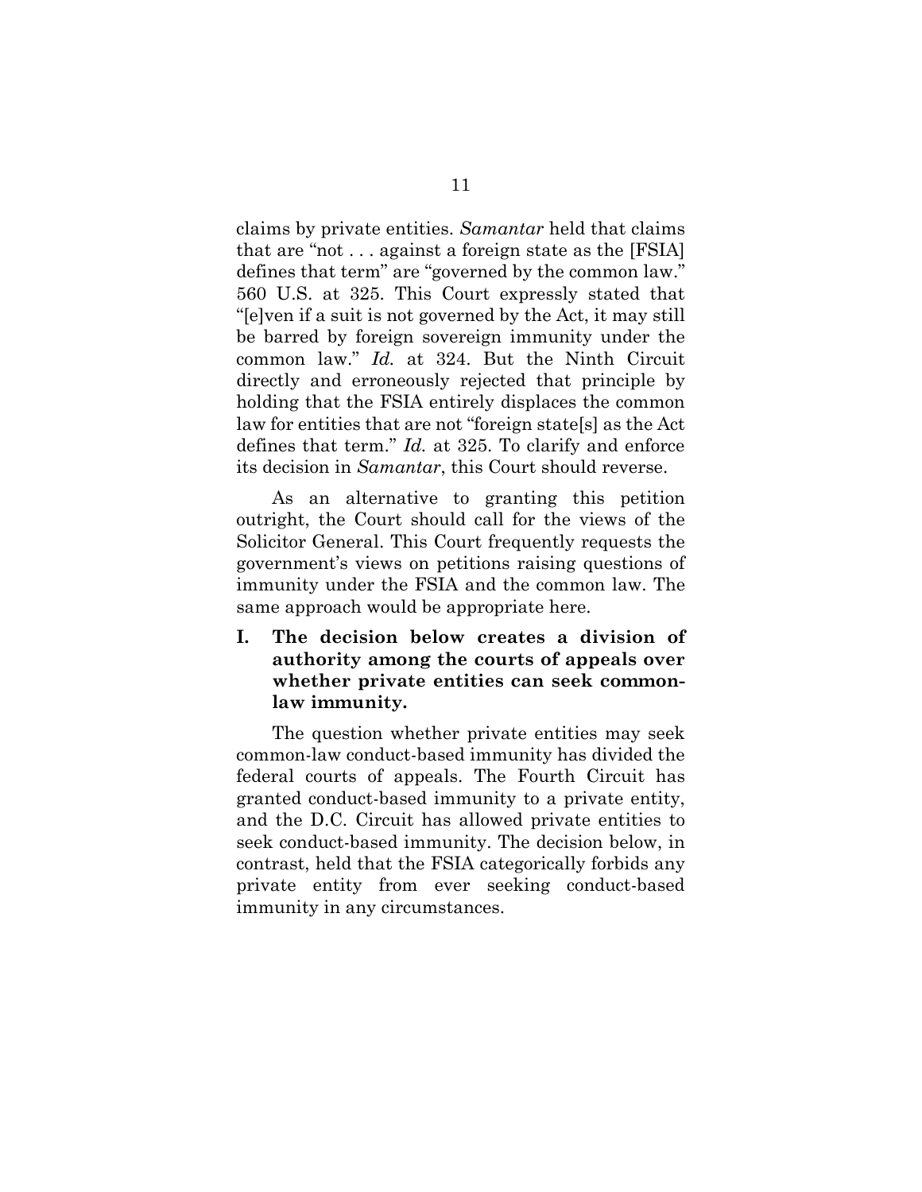claims by private entities. *Samantar* held that claims that are "not . . . against a foreign state as the [FSIA] defines that term" are "governed by the common law." 560 U.S. at 325. This Court expressly stated that "[e]ven if a suit is not governed by the Act, it may still be barred by foreign sovereign immunity under the common law." *Id.* at 324. But the Ninth Circuit directly and erroneously rejected that principle by holding that the FSIA entirely displaces the common law for entities that are not "foreign state[s] as the Act defines that term." *Id.* at 325. To clarify and enforce its decision in *Samantar*, this Court should reverse.

As an alternative to granting this petition outright, the Court should call for the views of the Solicitor General. This Court frequently requests the government's views on petitions raising questions of immunity under the FSIA and the common law. The same approach would be appropriate here.

## I. The decision below creates a division of authority among the courts of appeals over whether private entities can seek common-law immunity.

The question whether private entities may seek common-law conduct-based immunity has divided the federal courts of appeals. The Fourth Circuit has granted conduct-based immunity to a private entity, and the D.C. Circuit has allowed private entities to seek conduct-based immunity. The decision below, in contrast, held that the FSIA categorically forbids any private entity from ever seeking conduct-based immunity in any circumstances.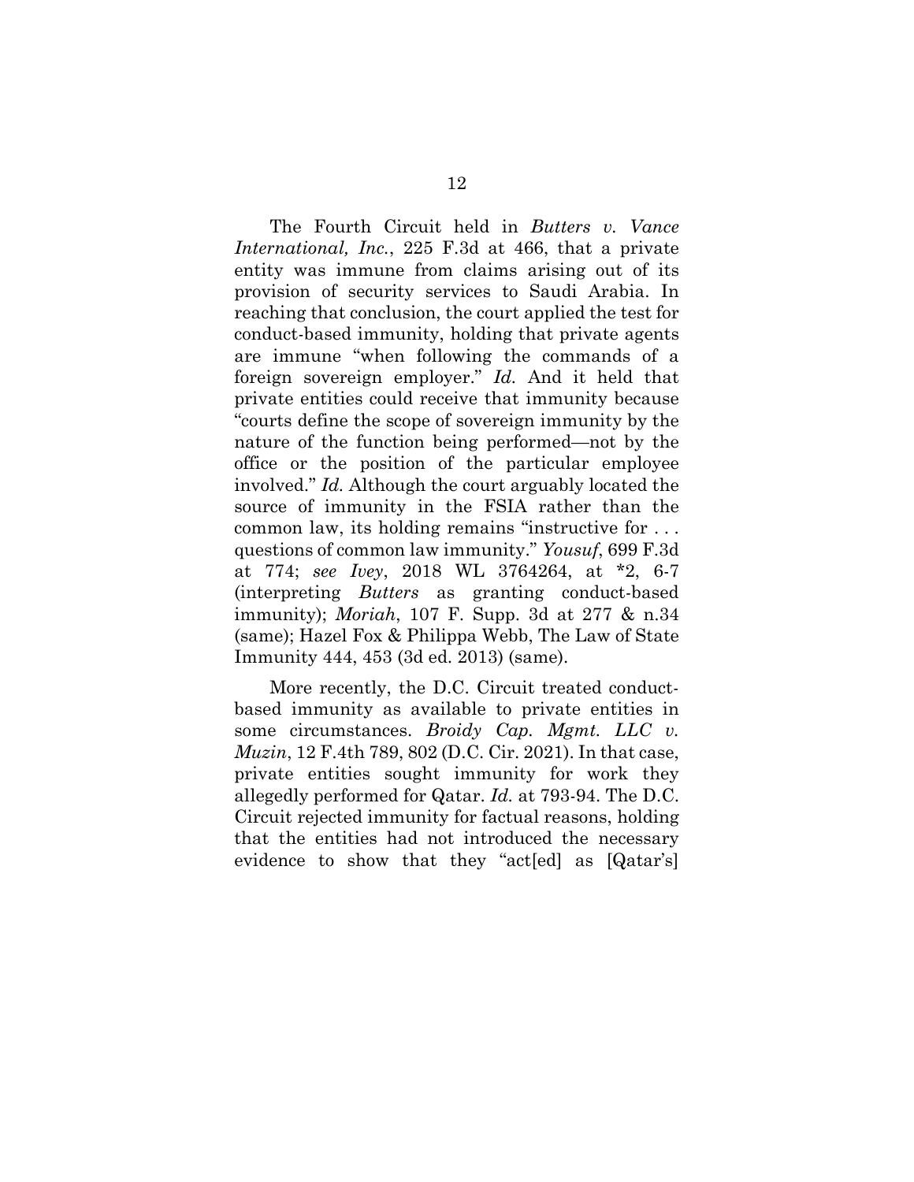The Fourth Circuit held in *Butters v. Vance International, Inc.*, 225 F.3d at 466, that a private entity was immune from claims arising out of its provision of security services to Saudi Arabia. In reaching that conclusion, the court applied the test for conduct-based immunity, holding that private agents are immune "when following the commands of a foreign sovereign employer." *Id.* And it held that private entities could receive that immunity because "courts define the scope of sovereign immunity by the nature of the function being performed—not by the office or the position of the particular employee involved." *Id.* Although the court arguably located the source of immunity in the FSIA rather than the common law, its holding remains "instructive for . . . questions of common law immunity." *Yousuf*, 699 F.3d at 774; *see Ivey*, 2018 WL 3764264, at *2, 6-7 (interpreting *Butters* as granting conduct-based immunity); *Moriah*, 107 F. Supp. 3d at 277 & n.34 (same); Hazel Fox & Philippa Webb, The Law of State Immunity 444, 453 (3d ed. 2013) (same).

More recently, the D.C. Circuit treated conduct-based immunity as available to private entities in some circumstances. *Broidy Cap. Mgmt. LLC v. Muzin*, 12 F.4th 789, 802 (D.C. Cir. 2021). In that case, private entities sought immunity for work they allegedly performed for Qatar. *Id.* at 793-94. The D.C. Circuit rejected immunity for factual reasons, holding that the entities had not introduced the necessary evidence to show that they "act[ed] as [Qatar's]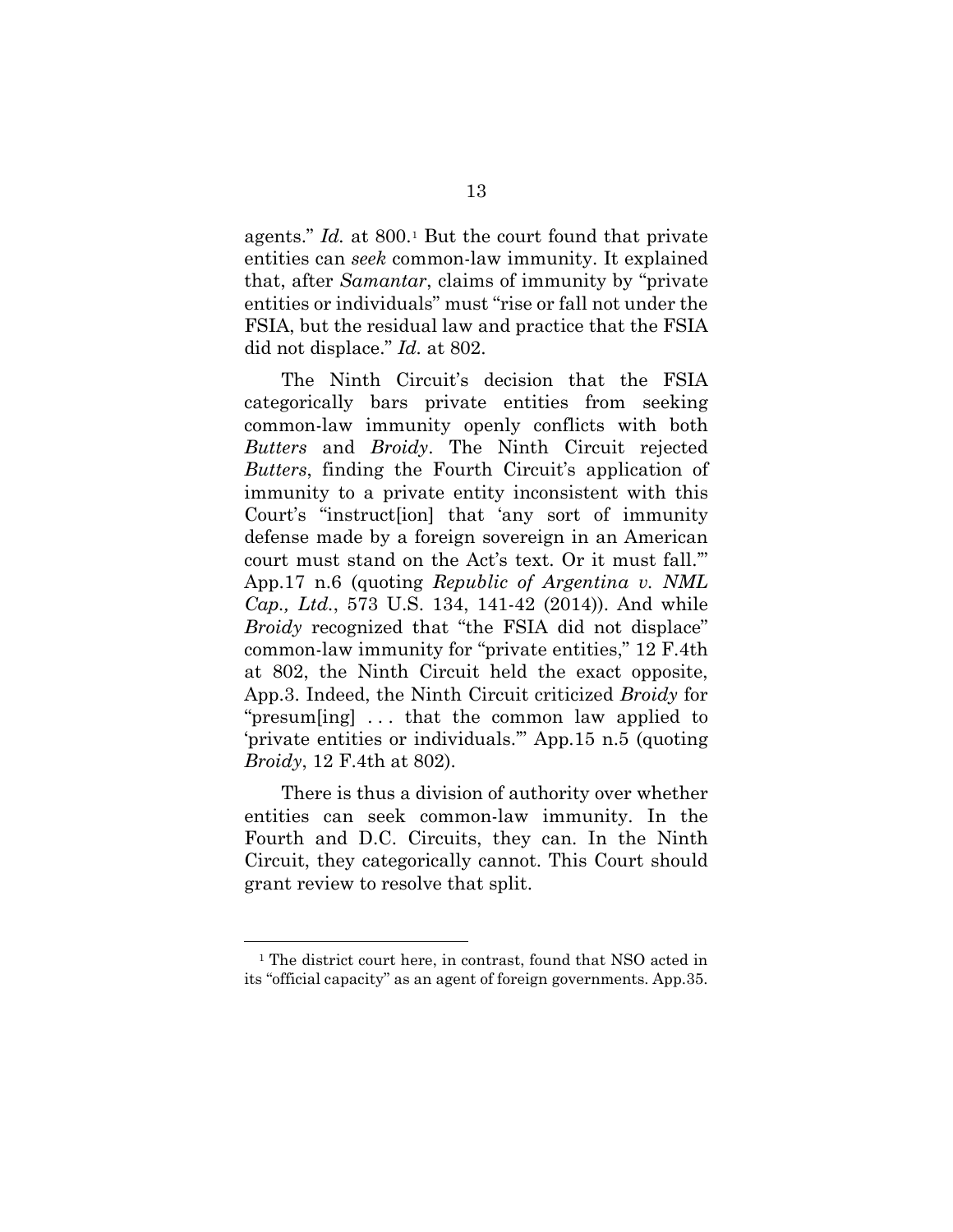agents." *Id.* at 800.[1] But the court found that private entities can *seek* common-law immunity. It explained that, after *Samantar*, claims of immunity by "private entities or individuals" must "rise or fall not under the FSIA, but the residual law and practice that the FSIA did not displace." *Id.* at 802.

The Ninth Circuit's decision that the FSIA categorically bars private entities from seeking common-law immunity openly conflicts with both *Butters* and *Broidy*. The Ninth Circuit rejected *Butters*, finding the Fourth Circuit's application of immunity to a private entity inconsistent with this Court's "instruct[ion] that 'any sort of immunity defense made by a foreign sovereign in an American court must stand on the Act's text. Or it must fall.'" App.17 n.6 (quoting *Republic of Argentina v. NML Cap., Ltd.*, 573 U.S. 134, 141-42 (2014)). And while *Broidy* recognized that "the FSIA did not displace" common-law immunity for "private entities," 12 F.4th at 802, the Ninth Circuit held the exact opposite, App.3. Indeed, the Ninth Circuit criticized *Broidy* for "presum[ing] . . . that the common law applied to 'private entities or individuals.'" App.15 n.5 (quoting *Broidy*, 12 F.4th at 802).

There is thus a division of authority over whether entities can seek common-law immunity. In the Fourth and D.C. Circuits, they can. In the Ninth Circuit, they categorically cannot. This Court should grant review to resolve that split.

---

[1] The district court here, in contrast, found that NSO acted in its "official capacity" as an agent of foreign governments. App.35.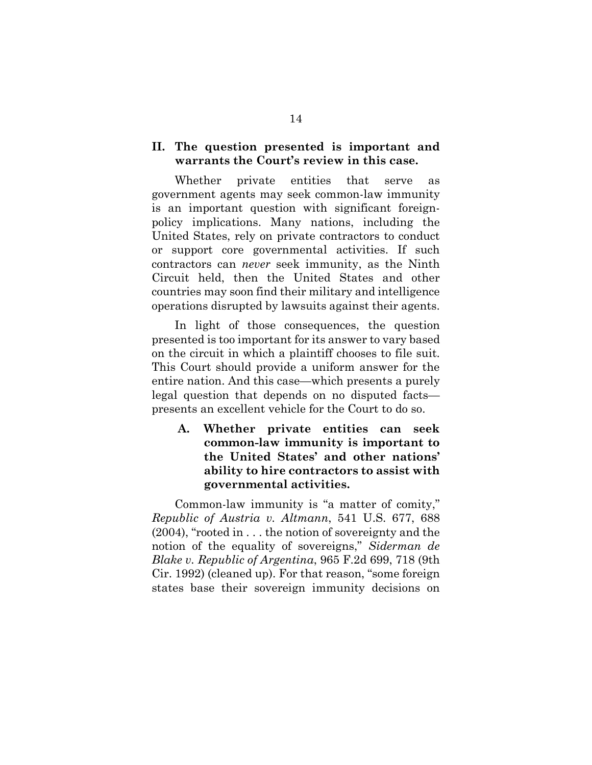## II. The question presented is important and warrants the Court's review in this case.

Whether private entities that serve as government agents may seek common-law immunity is an important question with significant foreign-policy implications. Many nations, including the United States, rely on private contractors to conduct or support core governmental activities. If such contractors can *never* seek immunity, as the Ninth Circuit held, then the United States and other countries may soon find their military and intelligence operations disrupted by lawsuits against their agents.

In light of those consequences, the question presented is too important for its answer to vary based on the circuit in which a plaintiff chooses to file suit. This Court should provide a uniform answer for the entire nation. And this case—which presents a purely legal question that depends on no disputed facts—presents an excellent vehicle for the Court to do so.

### A. Whether private entities can seek common-law immunity is important to the United States' and other nations' ability to hire contractors to assist with governmental activities.

Common-law immunity is "a matter of comity," *Republic of Austria v. Altmann*, 541 U.S. 677, 688 (2004), "rooted in . . . the notion of sovereignty and the notion of the equality of sovereigns," *Siderman de Blake v. Republic of Argentina*, 965 F.2d 699, 718 (9th Cir. 1992) (cleaned up). For that reason, "some foreign states base their sovereign immunity decisions on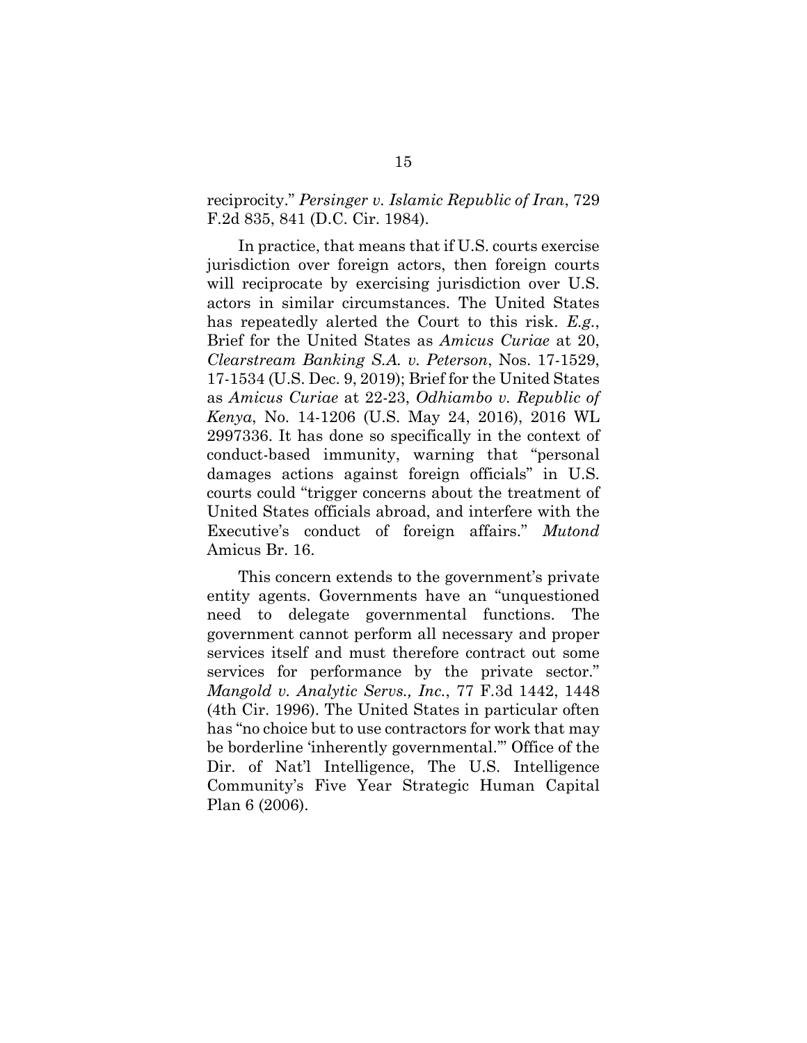reciprocity." *Persinger v. Islamic Republic of Iran*, 729 F.2d 835, 841 (D.C. Cir. 1984).

In practice, that means that if U.S. courts exercise jurisdiction over foreign actors, then foreign courts will reciprocate by exercising jurisdiction over U.S. actors in similar circumstances. The United States has repeatedly alerted the Court to this risk. *E.g.*, Brief for the United States as *Amicus Curiae* at 20, *Clearstream Banking S.A. v. Peterson*, Nos. 17-1529, 17-1534 (U.S. Dec. 9, 2019); Brief for the United States as *Amicus Curiae* at 22-23, *Odhiambo v. Republic of Kenya*, No. 14-1206 (U.S. May 24, 2016), 2016 WL 2997336. It has done so specifically in the context of conduct-based immunity, warning that "personal damages actions against foreign officials" in U.S. courts could "trigger concerns about the treatment of United States officials abroad, and interfere with the Executive's conduct of foreign affairs." *Mutond* Amicus Br. 16.

This concern extends to the government's private entity agents. Governments have an "unquestioned need to delegate governmental functions. The government cannot perform all necessary and proper services itself and must therefore contract out some services for performance by the private sector." *Mangold v. Analytic Servs., Inc.*, 77 F.3d 1442, 1448 (4th Cir. 1996). The United States in particular often has "no choice but to use contractors for work that may be borderline 'inherently governmental.'" Office of the Dir. of Nat'l Intelligence, The U.S. Intelligence Community's Five Year Strategic Human Capital Plan 6 (2006).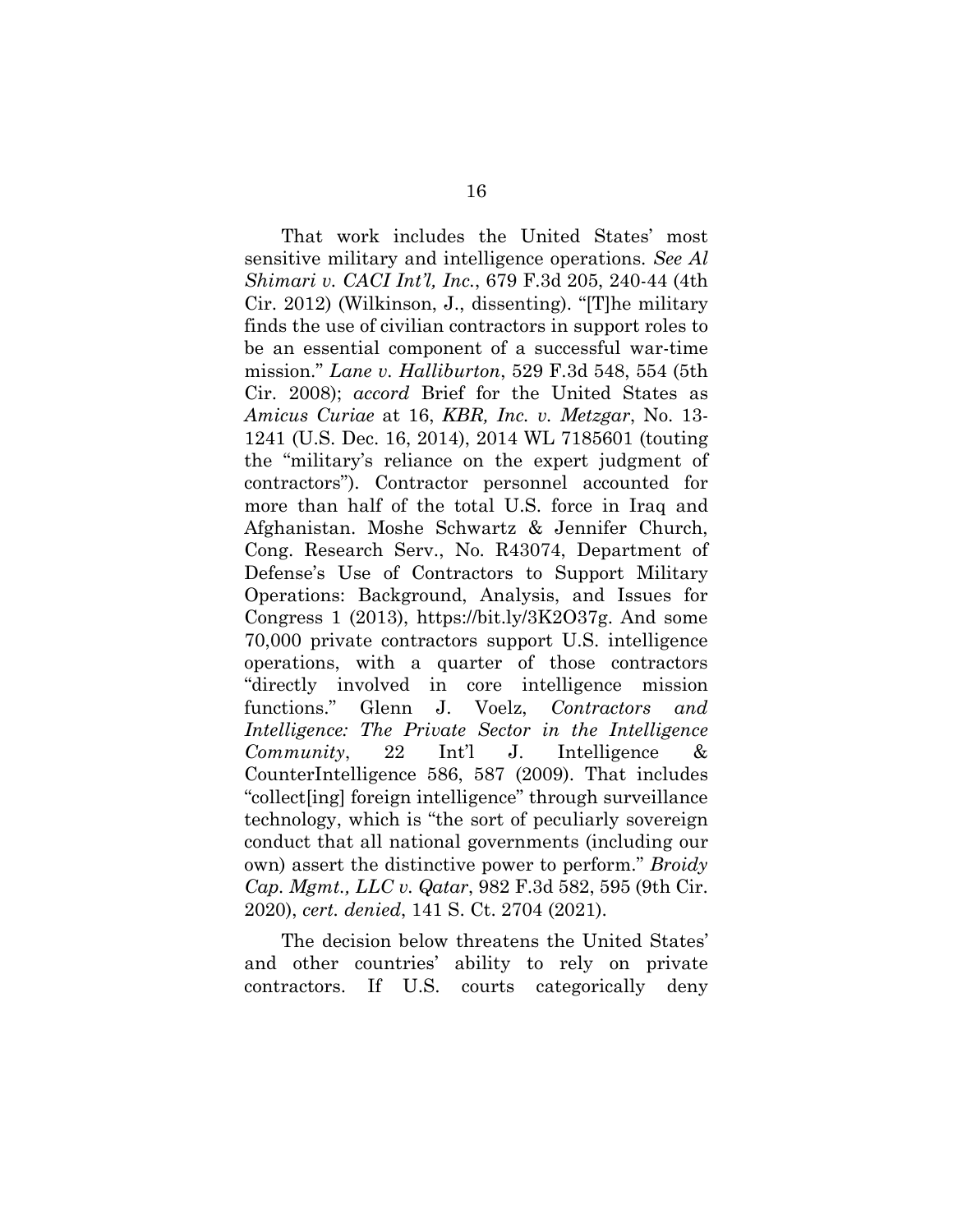That work includes the United States' most sensitive military and intelligence operations. *See Al Shimari v. CACI Int'l, Inc.*, 679 F.3d 205, 240-44 (4th Cir. 2012) (Wilkinson, J., dissenting). "[T]he military finds the use of civilian contractors in support roles to be an essential component of a successful war-time mission." *Lane v. Halliburton*, 529 F.3d 548, 554 (5th Cir. 2008); *accord* Brief for the United States as *Amicus Curiae* at 16, *KBR, Inc. v. Metzgar*, No. 13-1241 (U.S. Dec. 16, 2014), 2014 WL 7185601 (touting the "military's reliance on the expert judgment of contractors"). Contractor personnel accounted for more than half of the total U.S. force in Iraq and Afghanistan. Moshe Schwartz & Jennifer Church, Cong. Research Serv., No. R43074, Department of Defense's Use of Contractors to Support Military Operations: Background, Analysis, and Issues for Congress 1 (2013), https://bit.ly/3K2O37g. And some 70,000 private contractors support U.S. intelligence operations, with a quarter of those contractors "directly involved in core intelligence mission functions." Glenn J. Voelz, *Contractors and Intelligence: The Private Sector in the Intelligence Community*, 22 Int'l J. Intelligence & CounterIntelligence 586, 587 (2009). That includes "collect[ing] foreign intelligence" through surveillance technology, which is "the sort of peculiarly sovereign conduct that all national governments (including our own) assert the distinctive power to perform." *Broidy Cap. Mgmt., LLC v. Qatar*, 982 F.3d 582, 595 (9th Cir. 2020), *cert. denied*, 141 S. Ct. 2704 (2021).

The decision below threatens the United States' and other countries' ability to rely on private contractors. If U.S. courts categorically deny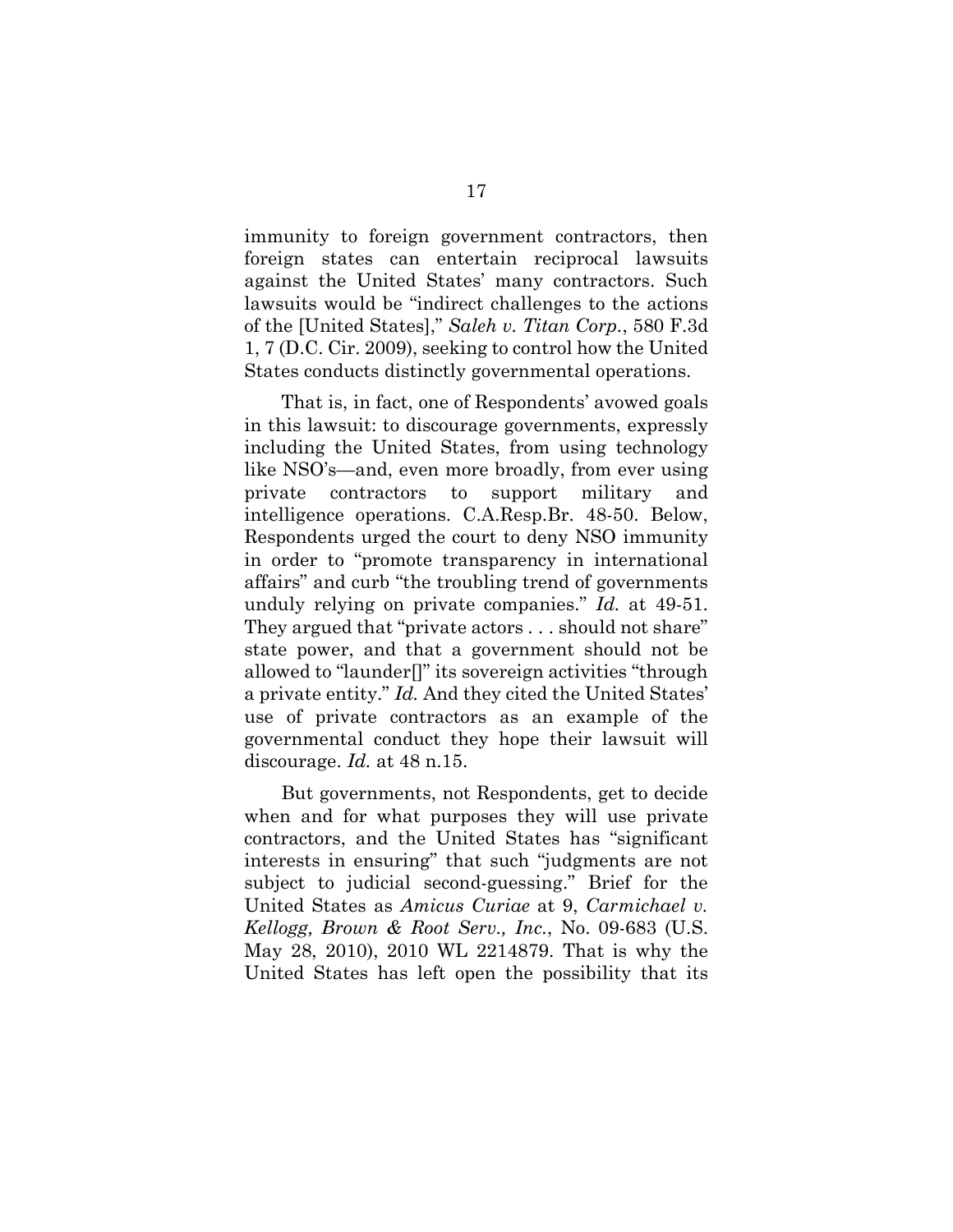immunity to foreign government contractors, then foreign states can entertain reciprocal lawsuits against the United States' many contractors. Such lawsuits would be "indirect challenges to the actions of the [United States]," *Saleh v. Titan Corp.*, 580 F.3d 1, 7 (D.C. Cir. 2009), seeking to control how the United States conducts distinctly governmental operations.

That is, in fact, one of Respondents' avowed goals in this lawsuit: to discourage governments, expressly including the United States, from using technology like NSO's—and, even more broadly, from ever using private contractors to support military and intelligence operations. C.A.Resp.Br. 48-50. Below, Respondents urged the court to deny NSO immunity in order to "promote transparency in international affairs" and curb "the troubling trend of governments unduly relying on private companies." *Id.* at 49-51. They argued that "private actors . . . should not share" state power, and that a government should not be allowed to "launder[]" its sovereign activities "through a private entity." *Id.* And they cited the United States' use of private contractors as an example of the governmental conduct they hope their lawsuit will discourage. *Id.* at 48 n.15.

But governments, not Respondents, get to decide when and for what purposes they will use private contractors, and the United States has "significant interests in ensuring" that such "judgments are not subject to judicial second-guessing." Brief for the United States as *Amicus Curiae* at 9, *Carmichael v. Kellogg, Brown & Root Serv., Inc.*, No. 09-683 (U.S. May 28, 2010), 2010 WL 2214879. That is why the United States has left open the possibility that its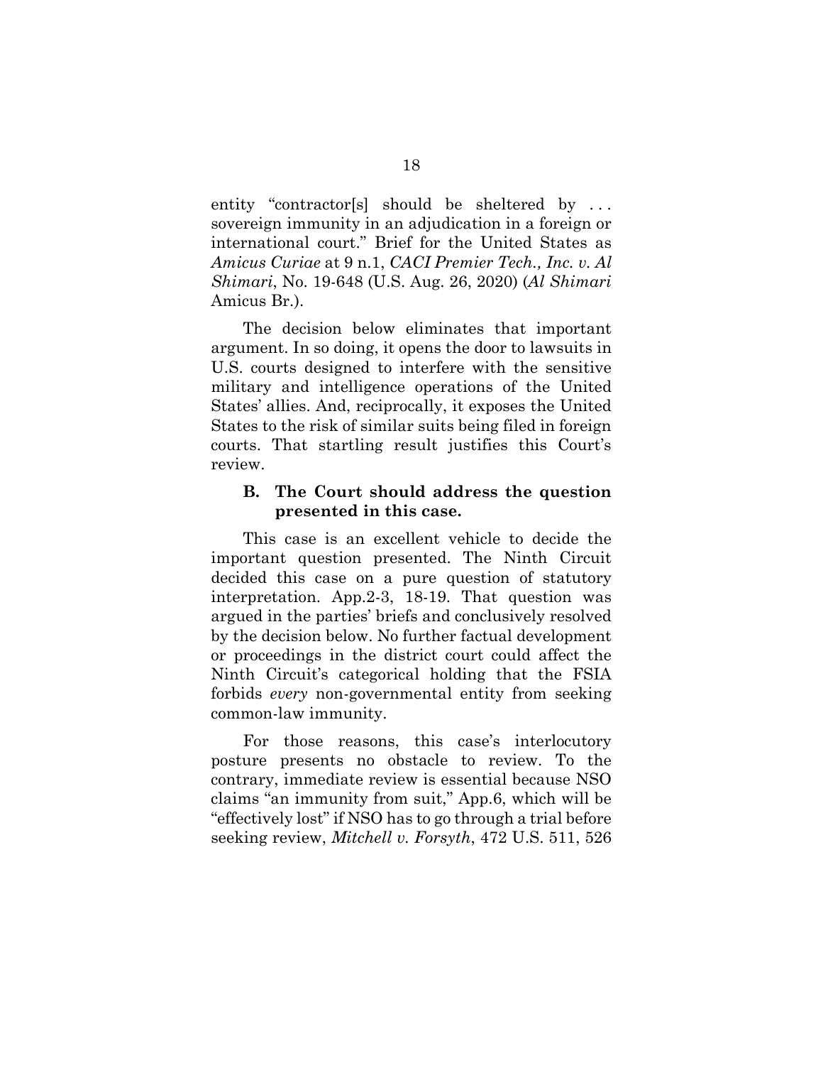entity "contractor[s] should be sheltered by . . . sovereign immunity in an adjudication in a foreign or international court." Brief for the United States as *Amicus Curiae* at 9 n.1, *CACI Premier Tech., Inc. v. Al Shimari*, No. 19-648 (U.S. Aug. 26, 2020) (*Al Shimari* Amicus Br.).

The decision below eliminates that important argument. In so doing, it opens the door to lawsuits in U.S. courts designed to interfere with the sensitive military and intelligence operations of the United States' allies. And, reciprocally, it exposes the United States to the risk of similar suits being filed in foreign courts. That startling result justifies this Court's review.

### B. The Court should address the question presented in this case.

This case is an excellent vehicle to decide the important question presented. The Ninth Circuit decided this case on a pure question of statutory interpretation. App.2-3, 18-19. That question was argued in the parties' briefs and conclusively resolved by the decision below. No further factual development or proceedings in the district court could affect the Ninth Circuit's categorical holding that the FSIA forbids *every* non-governmental entity from seeking common-law immunity.

For those reasons, this case's interlocutory posture presents no obstacle to review. To the contrary, immediate review is essential because NSO claims "an immunity from suit," App.6, which will be "effectively lost" if NSO has to go through a trial before seeking review, *Mitchell v. Forsyth*, 472 U.S. 511, 526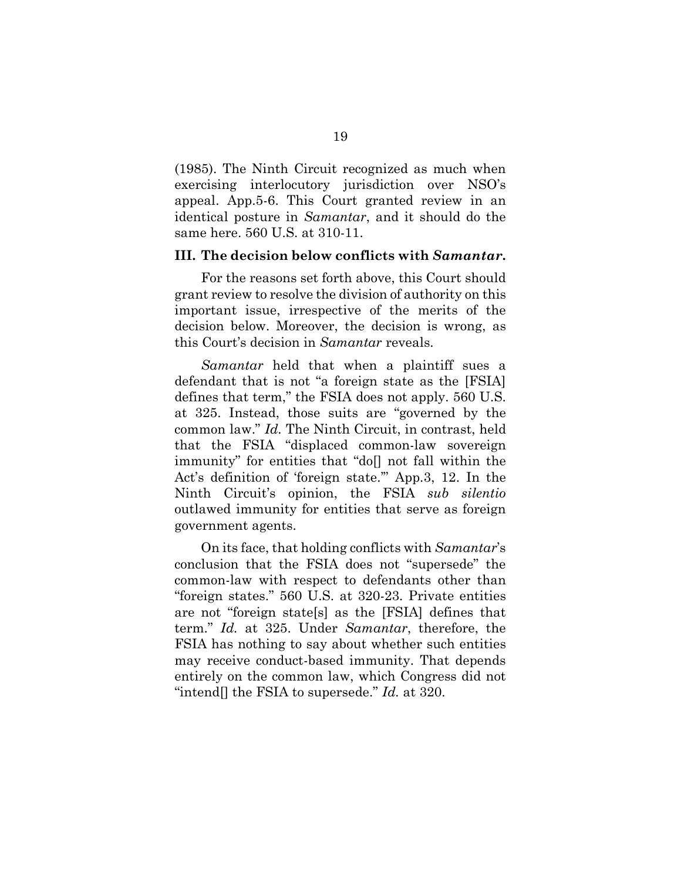(1985). The Ninth Circuit recognized as much when exercising interlocutory jurisdiction over NSO's appeal. App.5-6. This Court granted review in an identical posture in *Samantar*, and it should do the same here. 560 U.S. at 310-11.

### III. The decision below conflicts with *Samantar*.

For the reasons set forth above, this Court should grant review to resolve the division of authority on this important issue, irrespective of the merits of the decision below. Moreover, the decision is wrong, as this Court's decision in *Samantar* reveals.

*Samantar* held that when a plaintiff sues a defendant that is not "a foreign state as the [FSIA] defines that term," the FSIA does not apply. 560 U.S. at 325. Instead, those suits are "governed by the common law." *Id.* The Ninth Circuit, in contrast, held that the FSIA "displaced common-law sovereign immunity" for entities that "do[] not fall within the Act's definition of 'foreign state.'" App.3, 12. In the Ninth Circuit's opinion, the FSIA *sub silentio* outlawed immunity for entities that serve as foreign government agents.

On its face, that holding conflicts with *Samantar*'s conclusion that the FSIA does not "supersede" the common-law with respect to defendants other than "foreign states." 560 U.S. at 320-23. Private entities are not "foreign state[s] as the [FSIA] defines that term." *Id.* at 325. Under *Samantar*, therefore, the FSIA has nothing to say about whether such entities may receive conduct-based immunity. That depends entirely on the common law, which Congress did not "intend[] the FSIA to supersede." *Id.* at 320.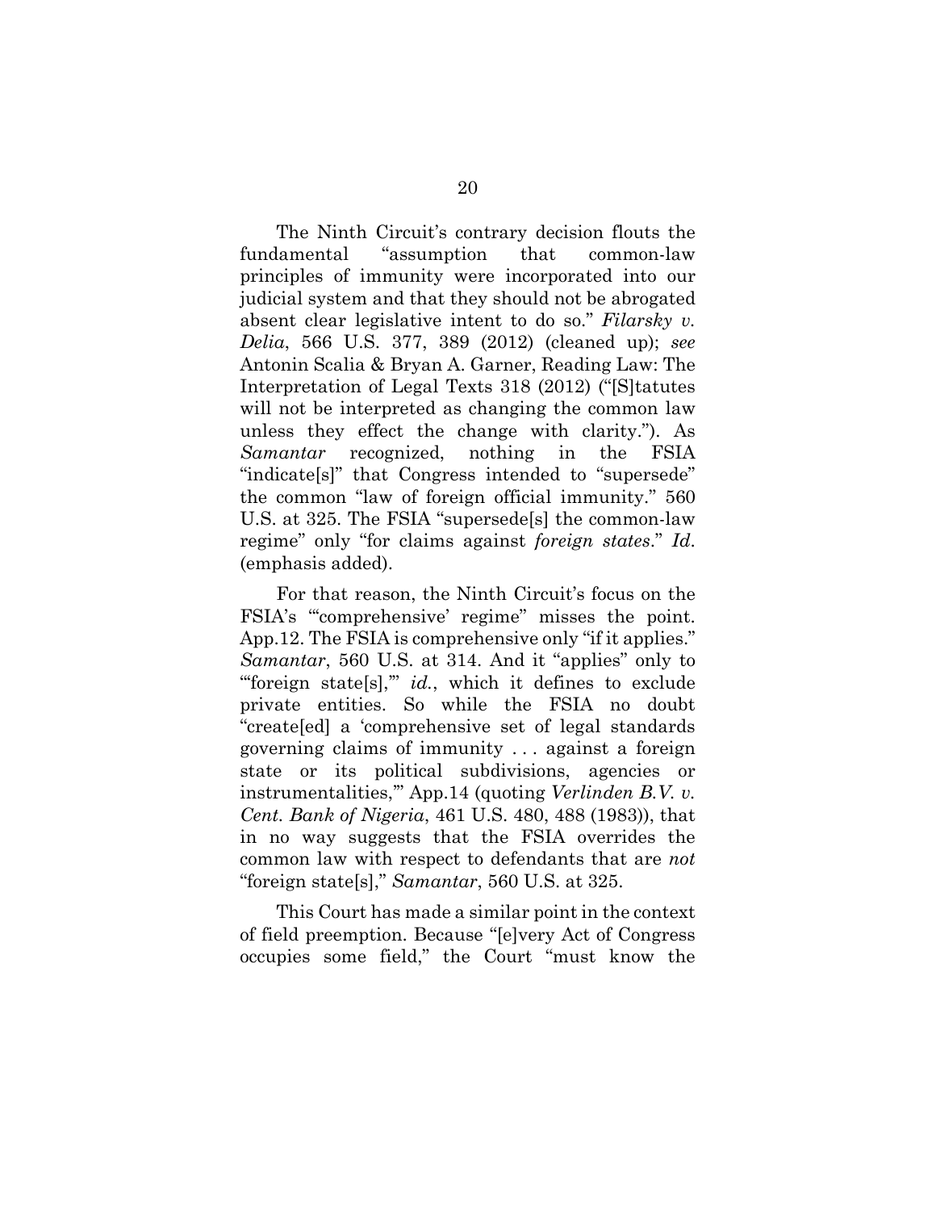The Ninth Circuit's contrary decision flouts the fundamental "assumption that common-law principles of immunity were incorporated into our judicial system and that they should not be abrogated absent clear legislative intent to do so." *Filarsky v. Delia*, 566 U.S. 377, 389 (2012) (cleaned up); *see* Antonin Scalia & Bryan A. Garner, Reading Law: The Interpretation of Legal Texts 318 (2012) ("[S]tatutes will not be interpreted as changing the common law unless they effect the change with clarity."). As *Samantar* recognized, nothing in the FSIA "indicate[s]" that Congress intended to "supersede" the common "law of foreign official immunity." 560 U.S. at 325. The FSIA "supersede[s] the common-law regime" only "for claims against *foreign states*." *Id*. (emphasis added).

For that reason, the Ninth Circuit's focus on the FSIA's "'comprehensive' regime" misses the point. App.12. The FSIA is comprehensive only "if it applies." *Samantar*, 560 U.S. at 314. And it "applies" only to "'foreign state[s],'" *id.*, which it defines to exclude private entities. So while the FSIA no doubt "create[ed] a 'comprehensive set of legal standards governing claims of immunity . . . against a foreign state or its political subdivisions, agencies or instrumentalities,'" App.14 (quoting *Verlinden B.V. v. Cent. Bank of Nigeria*, 461 U.S. 480, 488 (1983)), that in no way suggests that the FSIA overrides the common law with respect to defendants that are *not* "foreign state[s]," *Samantar*, 560 U.S. at 325.

This Court has made a similar point in the context of field preemption. Because "[e]very Act of Congress occupies some field," the Court "must know the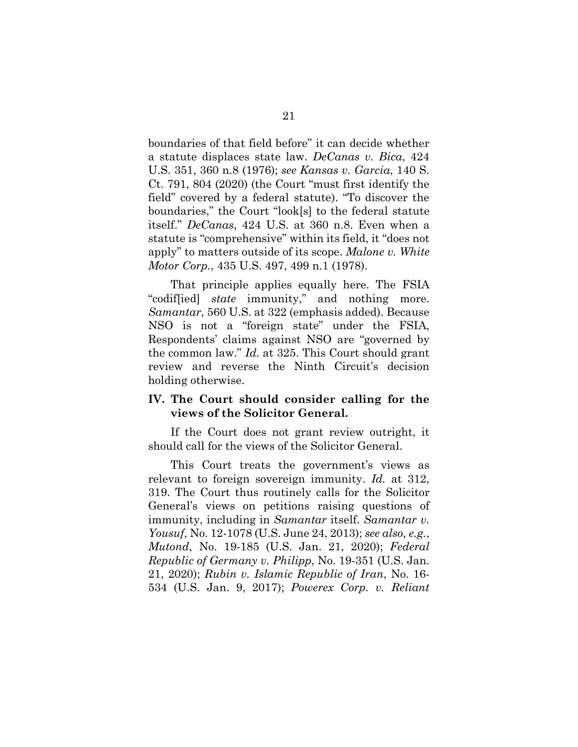boundaries of that field before" it can decide whether a statute displaces state law. *DeCanas v. Bica*, 424 U.S. 351, 360 n.8 (1976); *see Kansas v. Garcia*, 140 S. Ct. 791, 804 (2020) (the Court "must first identify the field" covered by a federal statute). "To discover the boundaries," the Court "look[s] to the federal statute itself." *DeCanas*, 424 U.S. at 360 n.8. Even when a statute is "comprehensive" within its field, it "does not apply" to matters outside of its scope. *Malone v. White Motor Corp.*, 435 U.S. 497, 499 n.1 (1978).

That principle applies equally here. The FSIA "codif[ied] *state* immunity," and nothing more. *Samantar*, 560 U.S. at 322 (emphasis added). Because NSO is not a "foreign state" under the FSIA, Respondents' claims against NSO are "governed by the common law." *Id.* at 325. This Court should grant review and reverse the Ninth Circuit's decision holding otherwise.

## IV. The Court should consider calling for the views of the Solicitor General.

If the Court does not grant review outright, it should call for the views of the Solicitor General.

This Court treats the government's views as relevant to foreign sovereign immunity. *Id.* at 312, 319. The Court thus routinely calls for the Solicitor General's views on petitions raising questions of immunity, including in *Samantar* itself. *Samantar v. Yousuf*, No. 12-1078 (U.S. June 24, 2013); *see also, e.g.*, *Mutond*, No. 19-185 (U.S. Jan. 21, 2020); *Federal Republic of Germany v. Philipp*, No. 19-351 (U.S. Jan. 21, 2020); *Rubin v. Islamic Republic of Iran*, No. 16-534 (U.S. Jan. 9, 2017); *Powerex Corp. v. Reliant*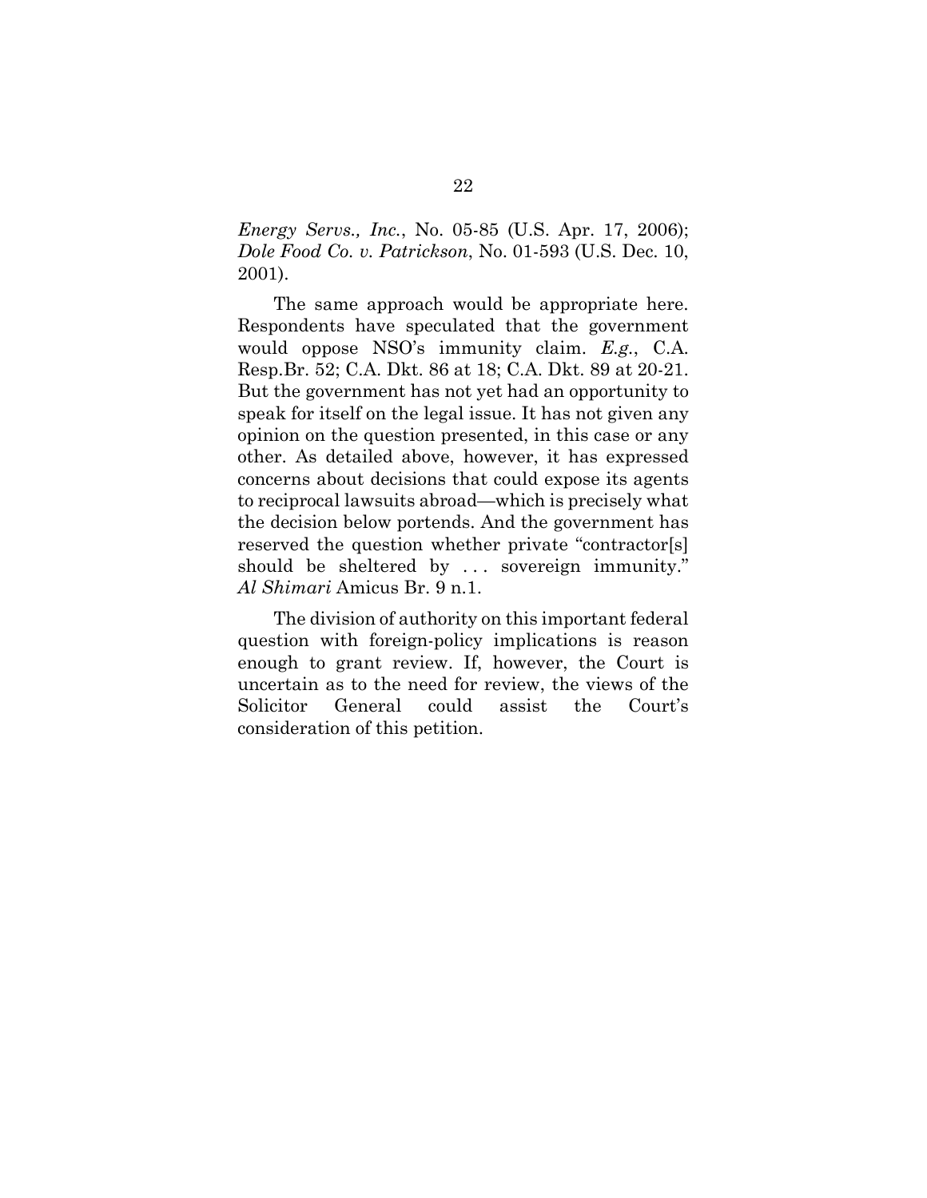*Energy Servs., Inc.*, No. 05-85 (U.S. Apr. 17, 2006); *Dole Food Co. v. Patrickson*, No. 01-593 (U.S. Dec. 10, 2001).

The same approach would be appropriate here. Respondents have speculated that the government would oppose NSO's immunity claim. *E.g.*, C.A. Resp.Br. 52; C.A. Dkt. 86 at 18; C.A. Dkt. 89 at 20-21. But the government has not yet had an opportunity to speak for itself on the legal issue. It has not given any opinion on the question presented, in this case or any other. As detailed above, however, it has expressed concerns about decisions that could expose its agents to reciprocal lawsuits abroad—which is precisely what the decision below portends. And the government has reserved the question whether private "contractor[s] should be sheltered by . . . sovereign immunity." *Al Shimari* Amicus Br. 9 n.1.

The division of authority on this important federal question with foreign-policy implications is reason enough to grant review. If, however, the Court is uncertain as to the need for review, the views of the Solicitor General could assist the Court's consideration of this petition.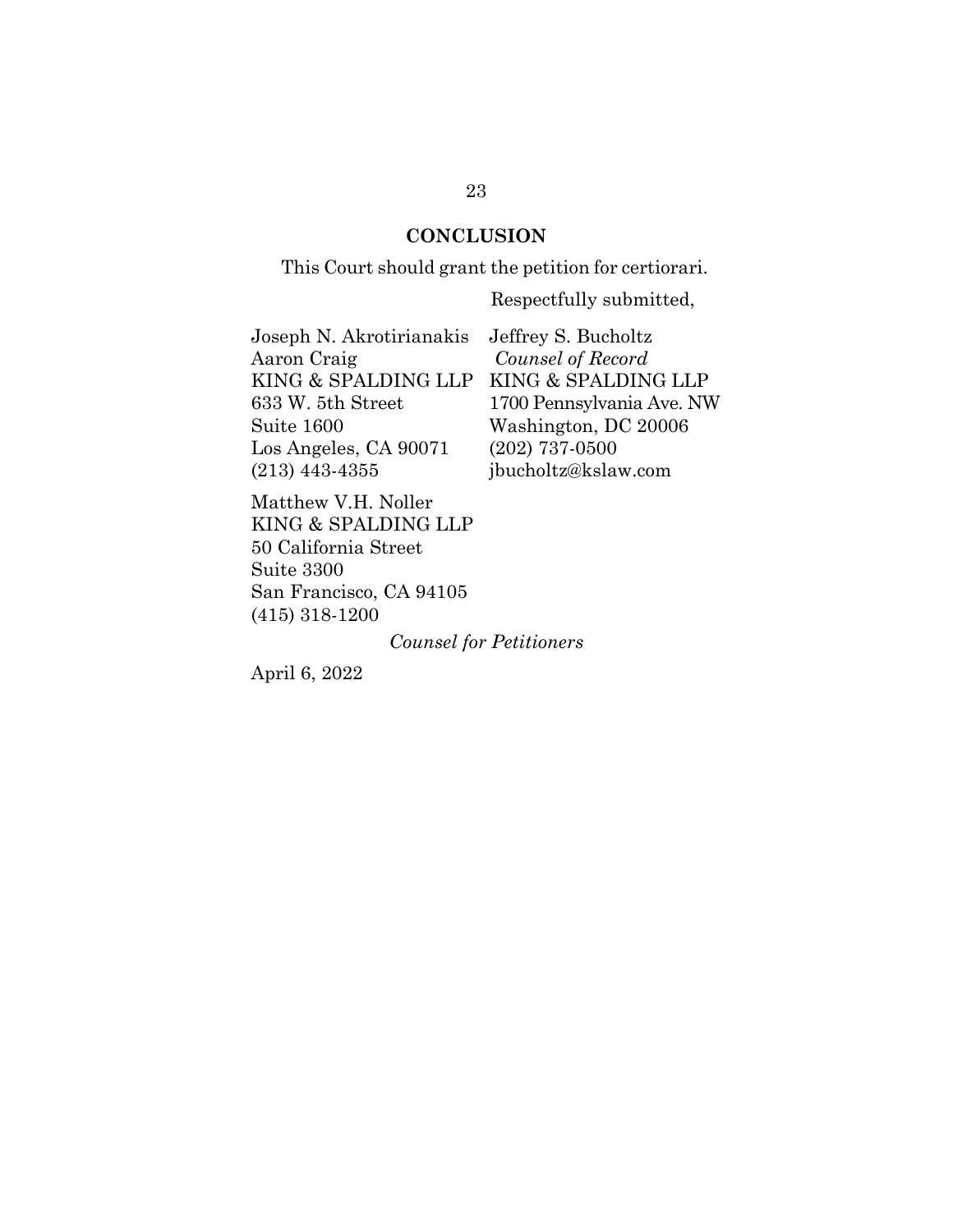## CONCLUSION

This Court should grant the petition for certiorari.

Respectfully submitted,

Joseph N. Akrotirianakis
Aaron Craig
KING & SPALDING LLP
633 W. 5th Street
Suite 1600
Los Angeles, CA 90071
(213) 443-4355

Jeffrey S. Bucholtz
*Counsel of Record*
KING & SPALDING LLP
1700 Pennsylvania Ave. NW
Washington, DC 20006
(202) 737-0500
jbucholtz@kslaw.com

Matthew V.H. Noller
KING & SPALDING LLP
50 California Street
Suite 3300
San Francisco, CA 94105
(415) 318-1200

*Counsel for Petitioners*

April 6, 2022